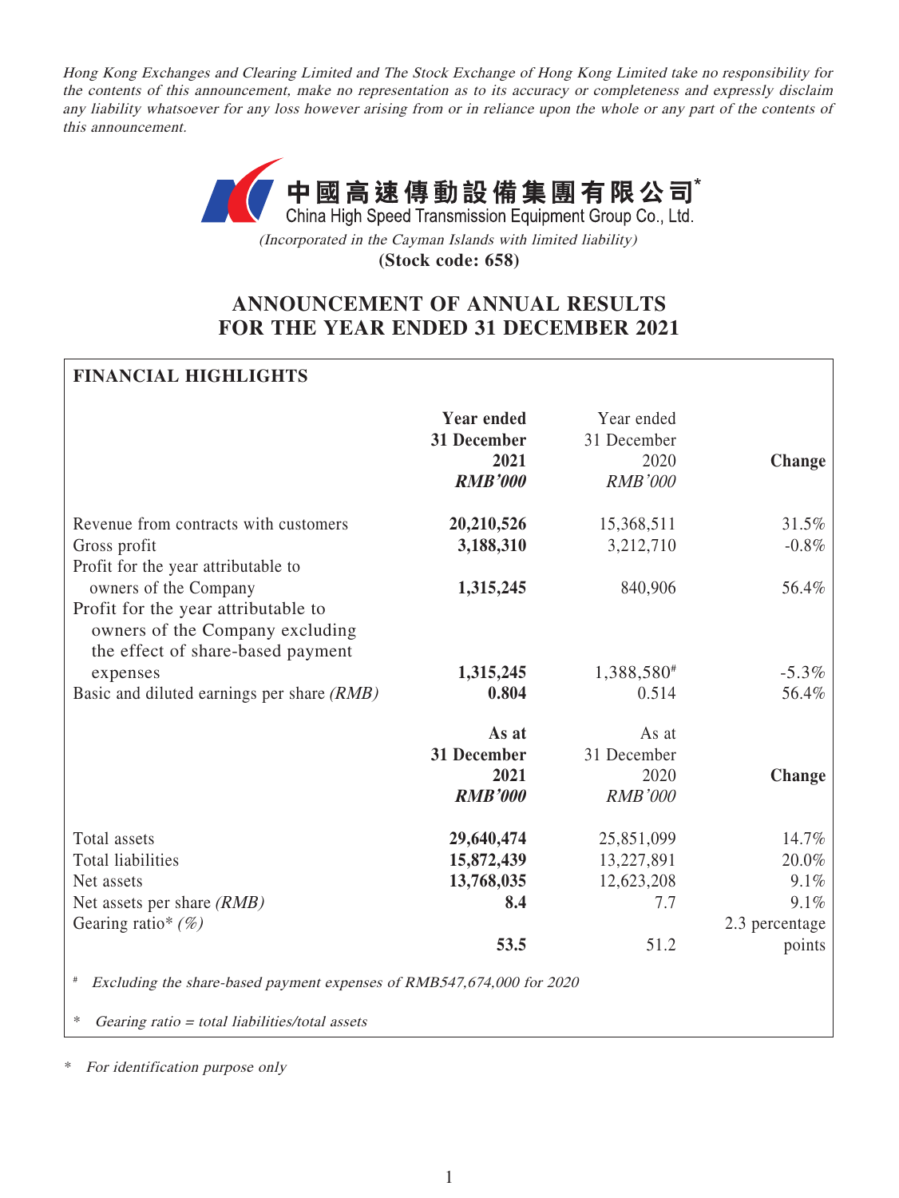*Hong Kong Exchanges and Clearing Limited and The Stock Exchange of Hong Kong Limited take no responsibility for the contents of this announcement, make no representation as to its accuracy or completeness and expressly disclaim any liability whatsoever for any loss however arising from or in reliance upon the whole or any part of the contents of this announcement.*

**中國高速傳動設備集團有限公司***
China High Speed Transmission Equipment Group Co., Ltd.

*(Incorporated in the Cayman Islands with limited liability)*

**(Stock code: 658)**

# ANNOUNCEMENT OF ANNUAL RESULTS FOR THE YEAR ENDED 31 DECEMBER 2021

## FINANCIAL HIGHLIGHTS

| | **Year ended 31 December 2021** ***RMB'000*** | Year ended 31 December 2020 *RMB'000* | **Change** |
|---|---|---|---|
| Revenue from contracts with customers | **20,210,526** | 15,368,511 | 31.5% |
| Gross profit | **3,188,310** | 3,212,710 | -0.8% |
| Profit for the year attributable to owners of the Company | **1,315,245** | 840,906 | 56.4% |
| Profit for the year attributable to owners of the Company excluding the effect of share-based payment expenses | **1,315,245** | 1,388,580# | -5.3% |
| Basic and diluted earnings per share *(RMB)* | **0.804** | 0.514 | 56.4% |

| | **As at 31 December 2021** ***RMB'000*** | As at 31 December 2020 *RMB'000* | **Change** |
|---|---|---|---|
| Total assets | **29,640,474** | 25,851,099 | 14.7% |
| Total liabilities | **15,872,439** | 13,227,891 | 20.0% |
| Net assets | **13,768,035** | 12,623,208 | 9.1% |
| Net assets per share *(RMB)* | **8.4** | 7.7 | 9.1% |
| Gearing ratio* *(%)* | **53.5** | 51.2 | 2.3 percentage points |

# *Excluding the share-based payment expenses of RMB547,674,000 for 2020*

* *Gearing ratio = total liabilities/total assets*

* *For identification purpose only*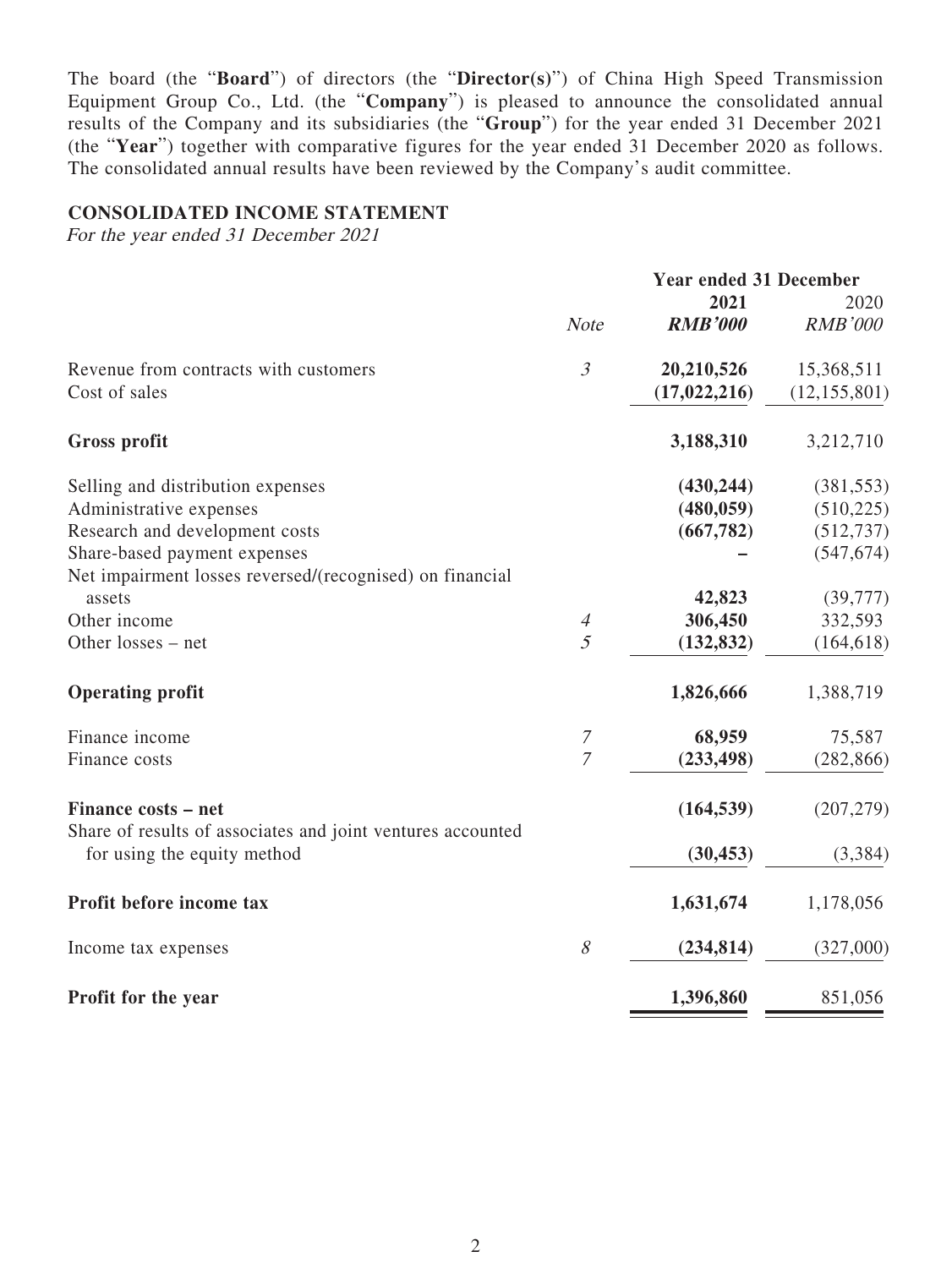The board (the "**Board**") of directors (the "**Director(s)**") of China High Speed Transmission Equipment Group Co., Ltd. (the "**Company**") is pleased to announce the consolidated annual results of the Company and its subsidiaries (the "**Group**") for the year ended 31 December 2021 (the "**Year**") together with comparative figures for the year ended 31 December 2020 as follows. The consolidated annual results have been reviewed by the Company's audit committee.

## CONSOLIDATED INCOME STATEMENT

*For the year ended 31 December 2021*

| | | Year ended 31 December | |
|---|---|---|---|
| | *Note* | **2021** | 2020 |
| | | ***RMB'000*** | *RMB'000* |
| Revenue from contracts with customers | *3* | **20,210,526** | 15,368,511 |
| Cost of sales | | **(17,022,216)** | (12,155,801) |
| **Gross profit** | | **3,188,310** | 3,212,710 |
| Selling and distribution expenses | | **(430,244)** | (381,553) |
| Administrative expenses | | **(480,059)** | (510,225) |
| Research and development costs | | **(667,782)** | (512,737) |
| Share-based payment expenses | | **–** | (547,674) |
| Net impairment losses reversed/(recognised) on financial assets | | **42,823** | (39,777) |
| Other income | *4* | **306,450** | 332,593 |
| Other losses – net | *5* | **(132,832)** | (164,618) |
| **Operating profit** | | **1,826,666** | 1,388,719 |
| Finance income | *7* | **68,959** | 75,587 |
| Finance costs | *7* | **(233,498)** | (282,866) |
| **Finance costs – net** | | **(164,539)** | (207,279) |
| Share of results of associates and joint ventures accounted for using the equity method | | **(30,453)** | (3,384) |
| **Profit before income tax** | | **1,631,674** | 1,178,056 |
| Income tax expenses | *8* | **(234,814)** | (327,000) |
| **Profit for the year** | | **1,396,860** | 851,056 |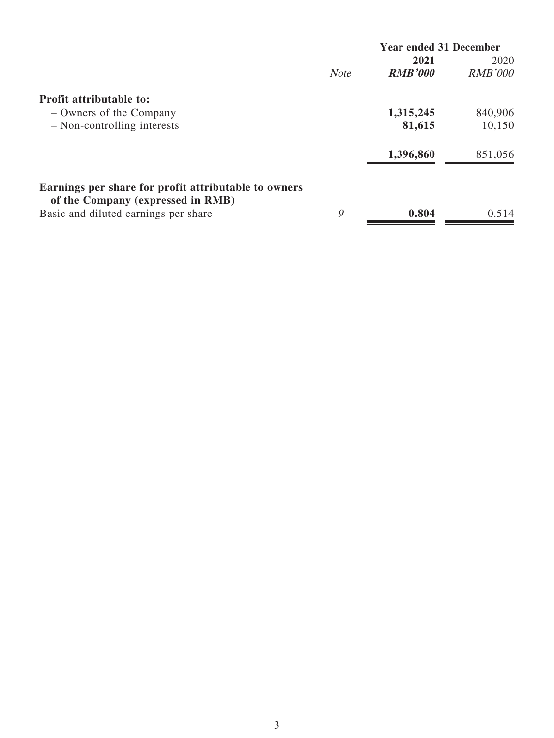| | Note | Year ended 31 December | |
|---|---|---|---|
| | | **2021** | 2020 |
| | | ***RMB'000*** | *RMB'000* |
| **Profit attributable to:** | | | |
| – Owners of the Company | | **1,315,245** | 840,906 |
| – Non-controlling interests | | **81,615** | 10,150 |
| | | **1,396,860** | 851,056 |
| **Earnings per share for profit attributable to owners of the Company (expressed in RMB)** | | | |
| Basic and diluted earnings per share | *9* | **0.804** | 0.514 |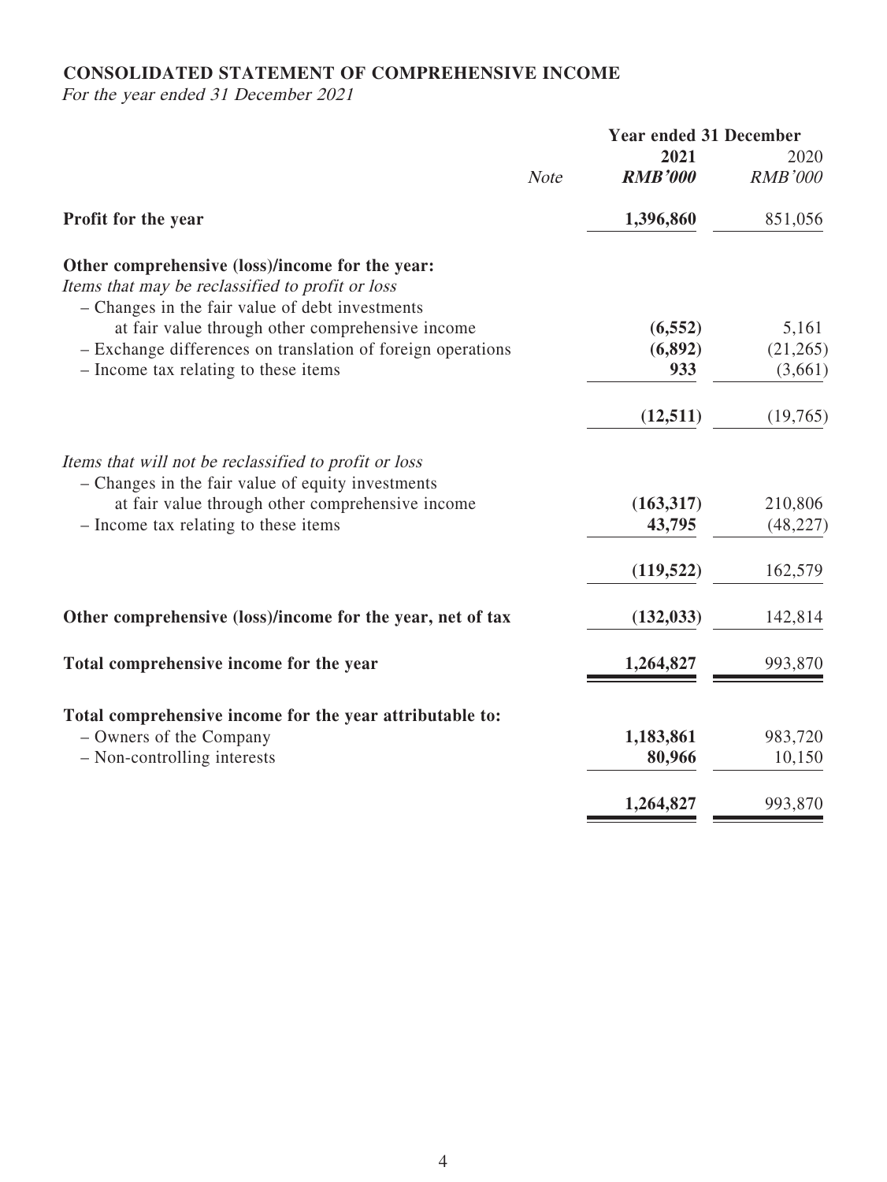**CONSOLIDATED STATEMENT OF COMPREHENSIVE INCOME**

*For the year ended 31 December 2021*

| | Note | Year ended 31 December 2021 RMB'000 | 2020 RMB'000 |
|---|---|---|---|
| **Profit for the year** | | **1,396,860** | 851,056 |
| **Other comprehensive (loss)/income for the year:** | | | |
| *Items that may be reclassified to profit or loss* | | | |
| – Changes in the fair value of debt investments at fair value through other comprehensive income | | **(6,552)** | 5,161 |
| – Exchange differences on translation of foreign operations | | **(6,892)** | (21,265) |
| – Income tax relating to these items | | **933** | (3,661) |
| | | **(12,511)** | (19,765) |
| *Items that will not be reclassified to profit or loss* | | | |
| – Changes in the fair value of equity investments at fair value through other comprehensive income | | **(163,317)** | 210,806 |
| – Income tax relating to these items | | **43,795** | (48,227) |
| | | **(119,522)** | 162,579 |
| **Other comprehensive (loss)/income for the year, net of tax** | | **(132,033)** | 142,814 |
| **Total comprehensive income for the year** | | **1,264,827** | 993,870 |
| **Total comprehensive income for the year attributable to:** | | | |
| – Owners of the Company | | **1,183,861** | 983,720 |
| – Non-controlling interests | | **80,966** | 10,150 |
| | | **1,264,827** | 993,870 |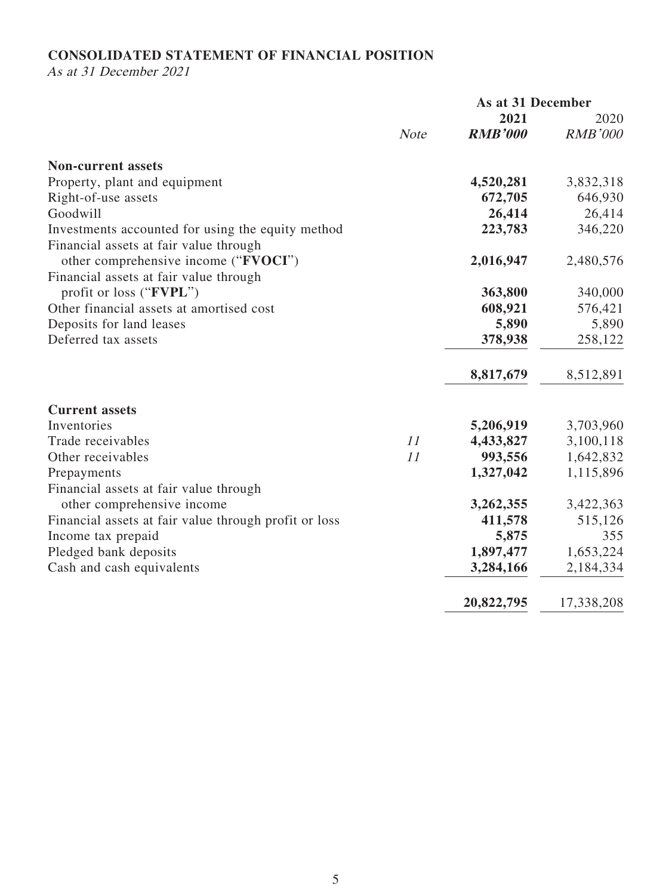**CONSOLIDATED STATEMENT OF FINANCIAL POSITION**

*As at 31 December 2021*

| | *Note* | As at 31 December **2021** ***RMB'000*** | 2020 *RMB'000* |
|---|---|---|---|
| **Non-current assets** | | | |
| Property, plant and equipment | | **4,520,281** | 3,832,318 |
| Right-of-use assets | | **672,705** | 646,930 |
| Goodwill | | **26,414** | 26,414 |
| Investments accounted for using the equity method | | **223,783** | 346,220 |
| Financial assets at fair value through other comprehensive income ("**FVOCI**") | | **2,016,947** | 2,480,576 |
| Financial assets at fair value through profit or loss ("**FVPL**") | | **363,800** | 340,000 |
| Other financial assets at amortised cost | | **608,921** | 576,421 |
| Deposits for land leases | | **5,890** | 5,890 |
| Deferred tax assets | | **378,938** | 258,122 |
| | | **8,817,679** | 8,512,891 |
| **Current assets** | | | |
| Inventories | | **5,206,919** | 3,703,960 |
| Trade receivables | *11* | **4,433,827** | 3,100,118 |
| Other receivables | *11* | **993,556** | 1,642,832 |
| Prepayments | | **1,327,042** | 1,115,896 |
| Financial assets at fair value through other comprehensive income | | **3,262,355** | 3,422,363 |
| Financial assets at fair value through profit or loss | | **411,578** | 515,126 |
| Income tax prepaid | | **5,875** | 355 |
| Pledged bank deposits | | **1,897,477** | 1,653,224 |
| Cash and cash equivalents | | **3,284,166** | 2,184,334 |
| | | **20,822,795** | 17,338,208 |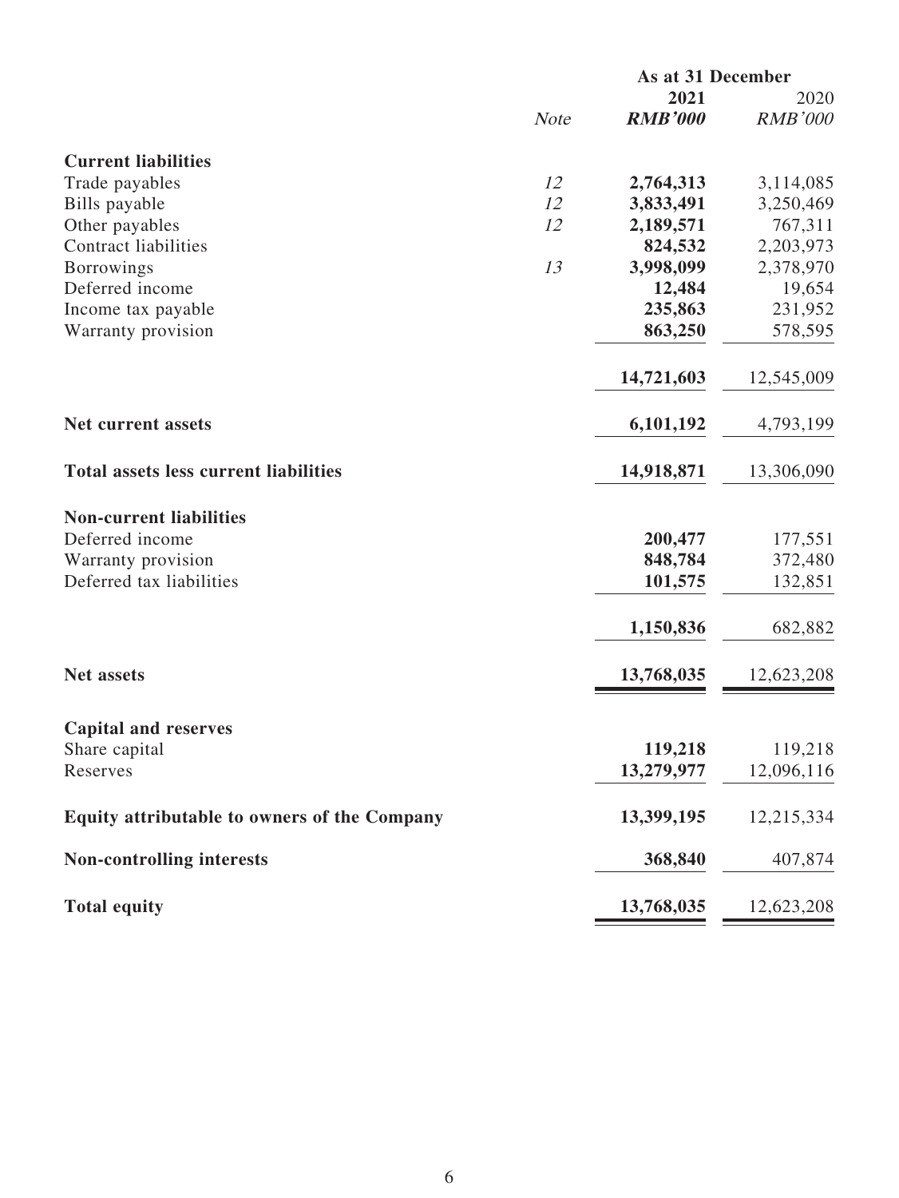| | Note | As at 31 December 2021 RMB'000 | 2020 RMB'000 |
|---|---|---|---|
| **Current liabilities** | | | |
| Trade payables | 12 | **2,764,313** | 3,114,085 |
| Bills payable | 12 | **3,833,491** | 3,250,469 |
| Other payables | 12 | **2,189,571** | 767,311 |
| Contract liabilities | | **824,532** | 2,203,973 |
| Borrowings | 13 | **3,998,099** | 2,378,970 |
| Deferred income | | **12,484** | 19,654 |
| Income tax payable | | **235,863** | 231,952 |
| Warranty provision | | **863,250** | 578,595 |
| | | **14,721,603** | 12,545,009 |
| **Net current assets** | | **6,101,192** | 4,793,199 |
| **Total assets less current liabilities** | | **14,918,871** | 13,306,090 |
| **Non-current liabilities** | | | |
| Deferred income | | **200,477** | 177,551 |
| Warranty provision | | **848,784** | 372,480 |
| Deferred tax liabilities | | **101,575** | 132,851 |
| | | **1,150,836** | 682,882 |
| **Net assets** | | **13,768,035** | 12,623,208 |
| **Capital and reserves** | | | |
| Share capital | | **119,218** | 119,218 |
| Reserves | | **13,279,977** | 12,096,116 |
| **Equity attributable to owners of the Company** | | **13,399,195** | 12,215,334 |
| **Non-controlling interests** | | **368,840** | 407,874 |
| **Total equity** | | **13,768,035** | 12,623,208 |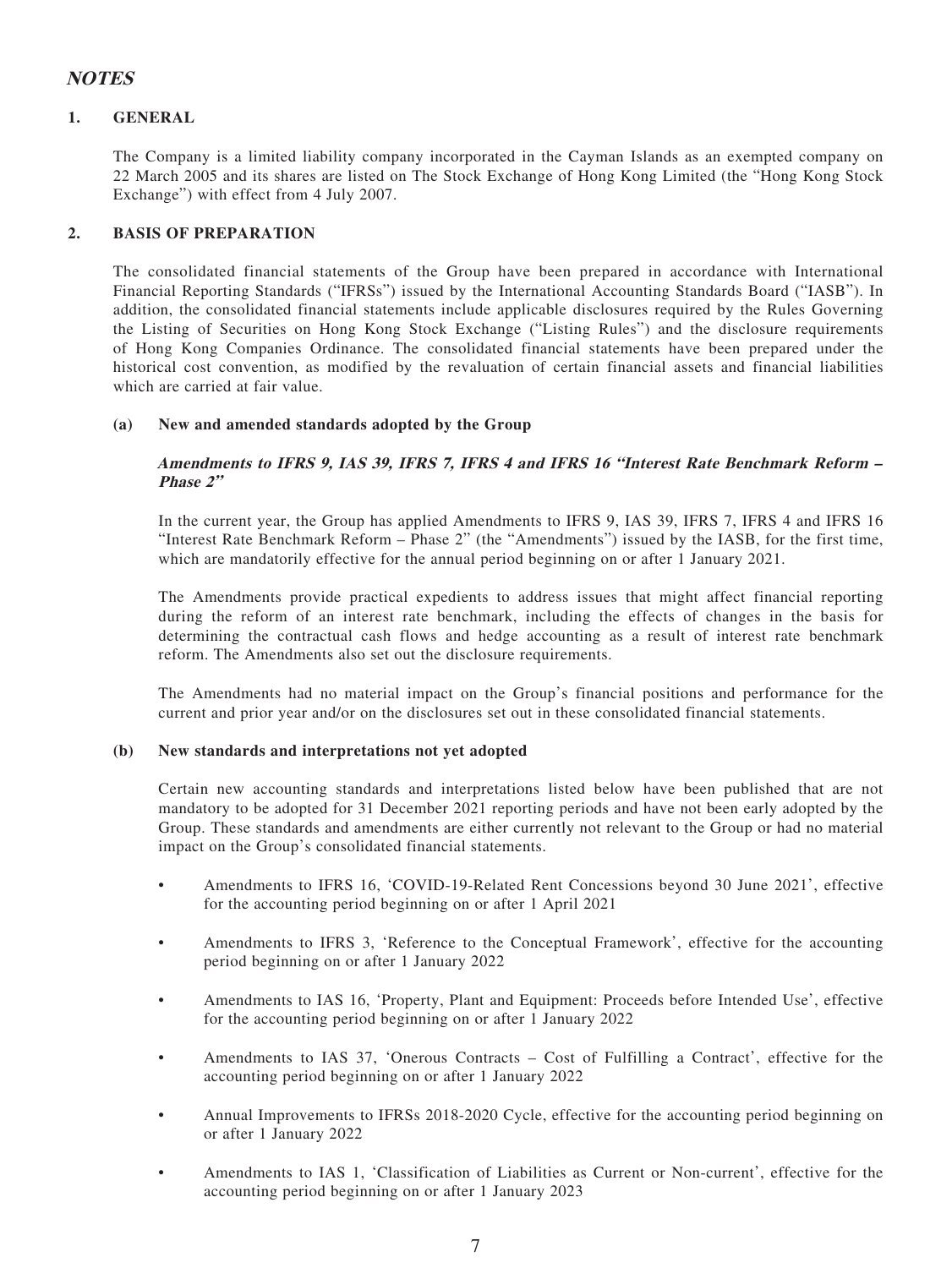## NOTES

### 1. GENERAL

The Company is a limited liability company incorporated in the Cayman Islands as an exempted company on 22 March 2005 and its shares are listed on The Stock Exchange of Hong Kong Limited (the "Hong Kong Stock Exchange") with effect from 4 July 2007.

### 2. BASIS OF PREPARATION

The consolidated financial statements of the Group have been prepared in accordance with International Financial Reporting Standards ("IFRSs") issued by the International Accounting Standards Board ("IASB"). In addition, the consolidated financial statements include applicable disclosures required by the Rules Governing the Listing of Securities on Hong Kong Stock Exchange ("Listing Rules") and the disclosure requirements of Hong Kong Companies Ordinance. The consolidated financial statements have been prepared under the historical cost convention, as modified by the revaluation of certain financial assets and financial liabilities which are carried at fair value.

#### (a) New and amended standards adopted by the Group

***Amendments to IFRS 9, IAS 39, IFRS 7, IFRS 4 and IFRS 16 "Interest Rate Benchmark Reform – Phase 2"***

In the current year, the Group has applied Amendments to IFRS 9, IAS 39, IFRS 7, IFRS 4 and IFRS 16 "Interest Rate Benchmark Reform – Phase 2" (the "Amendments") issued by the IASB, for the first time, which are mandatorily effective for the annual period beginning on or after 1 January 2021.

The Amendments provide practical expedients to address issues that might affect financial reporting during the reform of an interest rate benchmark, including the effects of changes in the basis for determining the contractual cash flows and hedge accounting as a result of interest rate benchmark reform. The Amendments also set out the disclosure requirements.

The Amendments had no material impact on the Group's financial positions and performance for the current and prior year and/or on the disclosures set out in these consolidated financial statements.

#### (b) New standards and interpretations not yet adopted

Certain new accounting standards and interpretations listed below have been published that are not mandatory to be adopted for 31 December 2021 reporting periods and have not been early adopted by the Group. These standards and amendments are either currently not relevant to the Group or had no material impact on the Group's consolidated financial statements.

- Amendments to IFRS 16, 'COVID-19-Related Rent Concessions beyond 30 June 2021', effective for the accounting period beginning on or after 1 April 2021
- Amendments to IFRS 3, 'Reference to the Conceptual Framework', effective for the accounting period beginning on or after 1 January 2022
- Amendments to IAS 16, 'Property, Plant and Equipment: Proceeds before Intended Use', effective for the accounting period beginning on or after 1 January 2022
- Amendments to IAS 37, 'Onerous Contracts – Cost of Fulfilling a Contract', effective for the accounting period beginning on or after 1 January 2022
- Annual Improvements to IFRSs 2018-2020 Cycle, effective for the accounting period beginning on or after 1 January 2022
- Amendments to IAS 1, 'Classification of Liabilities as Current or Non-current', effective for the accounting period beginning on or after 1 January 2023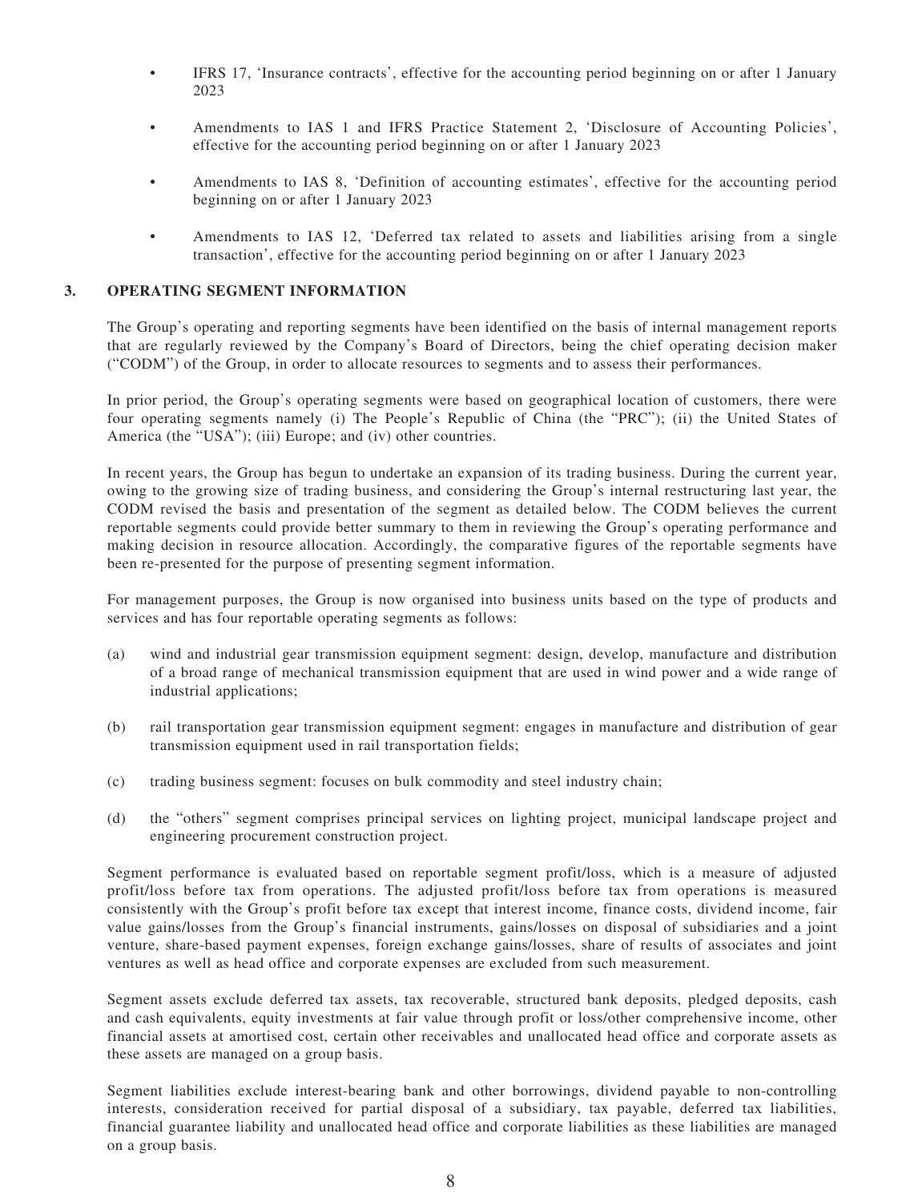- IFRS 17, 'Insurance contracts', effective for the accounting period beginning on or after 1 January 2023
- Amendments to IAS 1 and IFRS Practice Statement 2, 'Disclosure of Accounting Policies', effective for the accounting period beginning on or after 1 January 2023
- Amendments to IAS 8, 'Definition of accounting estimates', effective for the accounting period beginning on or after 1 January 2023
- Amendments to IAS 12, 'Deferred tax related to assets and liabilities arising from a single transaction', effective for the accounting period beginning on or after 1 January 2023

## 3. OPERATING SEGMENT INFORMATION

The Group's operating and reporting segments have been identified on the basis of internal management reports that are regularly reviewed by the Company's Board of Directors, being the chief operating decision maker ("CODM") of the Group, in order to allocate resources to segments and to assess their performances.

In prior period, the Group's operating segments were based on geographical location of customers, there were four operating segments namely (i) The People's Republic of China (the "PRC"); (ii) the United States of America (the "USA"); (iii) Europe; and (iv) other countries.

In recent years, the Group has begun to undertake an expansion of its trading business. During the current year, owing to the growing size of trading business, and considering the Group's internal restructuring last year, the CODM revised the basis and presentation of the segment as detailed below. The CODM believes the current reportable segments could provide better summary to them in reviewing the Group's operating performance and making decision in resource allocation. Accordingly, the comparative figures of the reportable segments have been re-presented for the purpose of presenting segment information.

For management purposes, the Group is now organised into business units based on the type of products and services and has four reportable operating segments as follows:

(a) wind and industrial gear transmission equipment segment: design, develop, manufacture and distribution of a broad range of mechanical transmission equipment that are used in wind power and a wide range of industrial applications;

(b) rail transportation gear transmission equipment segment: engages in manufacture and distribution of gear transmission equipment used in rail transportation fields;

(c) trading business segment: focuses on bulk commodity and steel industry chain;

(d) the "others" segment comprises principal services on lighting project, municipal landscape project and engineering procurement construction project.

Segment performance is evaluated based on reportable segment profit/loss, which is a measure of adjusted profit/loss before tax from operations. The adjusted profit/loss before tax from operations is measured consistently with the Group's profit before tax except that interest income, finance costs, dividend income, fair value gains/losses from the Group's financial instruments, gains/losses on disposal of subsidiaries and a joint venture, share-based payment expenses, foreign exchange gains/losses, share of results of associates and joint ventures as well as head office and corporate expenses are excluded from such measurement.

Segment assets exclude deferred tax assets, tax recoverable, structured bank deposits, pledged deposits, cash and cash equivalents, equity investments at fair value through profit or loss/other comprehensive income, other financial assets at amortised cost, certain other receivables and unallocated head office and corporate assets as these assets are managed on a group basis.

Segment liabilities exclude interest-bearing bank and other borrowings, dividend payable to non-controlling interests, consideration received for partial disposal of a subsidiary, tax payable, deferred tax liabilities, financial guarantee liability and unallocated head office and corporate liabilities as these liabilities are managed on a group basis.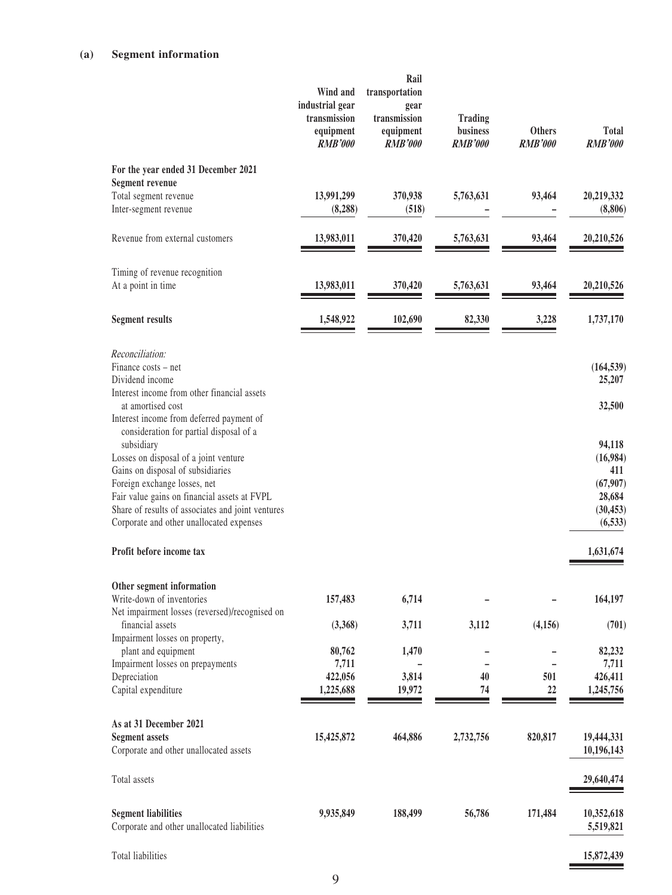### (a) Segment information

| | Wind and industrial gear transmission equipment RMB'000 | Rail transportation gear transmission equipment RMB'000 | Trading business RMB'000 | Others RMB'000 | Total RMB'000 |
|---|---|---|---|---|---|
| **For the year ended 31 December 2021** | | | | | |
| **Segment revenue** | | | | | |
| Total segment revenue | 13,991,299 | 370,938 | 5,763,631 | 93,464 | 20,219,332 |
| Inter-segment revenue | (8,288) | (518) | – | – | (8,806) |
| Revenue from external customers | 13,983,011 | 370,420 | 5,763,631 | 93,464 | 20,210,526 |
| Timing of revenue recognition | | | | | |
| At a point in time | 13,983,011 | 370,420 | 5,763,631 | 93,464 | 20,210,526 |
| **Segment results** | 1,548,922 | 102,690 | 82,330 | 3,228 | 1,737,170 |
| *Reconciliation:* | | | | | |
| Finance costs – net | | | | | (164,539) |
| Dividend income | | | | | 25,207 |
| Interest income from other financial assets at amortised cost | | | | | 32,500 |
| Interest income from deferred payment of consideration for partial disposal of a subsidiary | | | | | 94,118 |
| Losses on disposal of a joint venture | | | | | (16,984) |
| Gains on disposal of subsidiaries | | | | | 411 |
| Foreign exchange losses, net | | | | | (67,907) |
| Fair value gains on financial assets at FVPL | | | | | 28,684 |
| Share of results of associates and joint ventures | | | | | (30,453) |
| Corporate and other unallocated expenses | | | | | (6,533) |
| **Profit before income tax** | | | | | 1,631,674 |
| **Other segment information** | | | | | |
| Write-down of inventories | 157,483 | 6,714 | – | – | 164,197 |
| Net impairment losses (reversed)/recognised on financial assets | (3,368) | 3,711 | 3,112 | (4,156) | (701) |
| Impairment losses on property, plant and equipment | 80,762 | 1,470 | – | – | 82,232 |
| Impairment losses on prepayments | 7,711 | – | – | – | 7,711 |
| Depreciation | 422,056 | 3,814 | 40 | 501 | 426,411 |
| Capital expenditure | 1,225,688 | 19,972 | 74 | 22 | 1,245,756 |
| **As at 31 December 2021** | | | | | |
| **Segment assets** | 15,425,872 | 464,886 | 2,732,756 | 820,817 | 19,444,331 |
| Corporate and other unallocated assets | | | | | 10,196,143 |
| Total assets | | | | | 29,640,474 |
| **Segment liabilities** | 9,935,849 | 188,499 | 56,786 | 171,484 | 10,352,618 |
| Corporate and other unallocated liabilities | | | | | 5,519,821 |
| Total liabilities | | | | | 15,872,439 |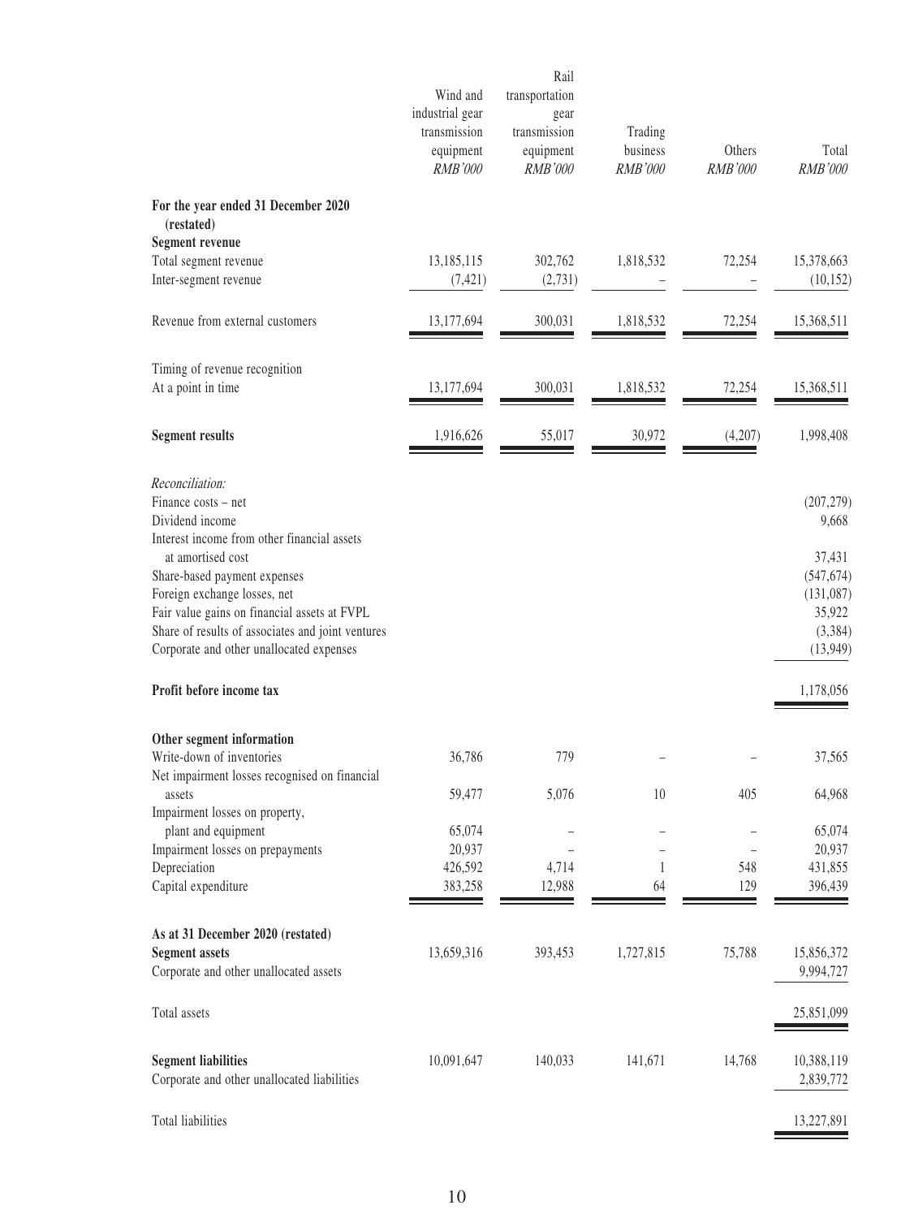| | Wind and industrial gear transmission equipment *RMB'000* | Rail transportation gear transmission equipment *RMB'000* | Trading business *RMB'000* | Others *RMB'000* | Total *RMB'000* |
|---|---|---|---|---|---|
| **For the year ended 31 December 2020 (restated)** | | | | | |
| **Segment revenue** | | | | | |
| Total segment revenue | 13,185,115 | 302,762 | 1,818,532 | 72,254 | 15,378,663 |
| Inter-segment revenue | (7,421) | (2,731) | – | – | (10,152) |
| Revenue from external customers | 13,177,694 | 300,031 | 1,818,532 | 72,254 | 15,368,511 |
| Timing of revenue recognition | | | | | |
| At a point in time | 13,177,694 | 300,031 | 1,818,532 | 72,254 | 15,368,511 |
| **Segment results** | 1,916,626 | 55,017 | 30,972 | (4,207) | 1,998,408 |
| *Reconciliation:* | | | | | |
| Finance costs – net | | | | | (207,279) |
| Dividend income | | | | | 9,668 |
| Interest income from other financial assets at amortised cost | | | | | 37,431 |
| Share-based payment expenses | | | | | (547,674) |
| Foreign exchange losses, net | | | | | (131,087) |
| Fair value gains on financial assets at FVPL | | | | | 35,922 |
| Share of results of associates and joint ventures | | | | | (3,384) |
| Corporate and other unallocated expenses | | | | | (13,949) |
| **Profit before income tax** | | | | | 1,178,056 |
| **Other segment information** | | | | | |
| Write-down of inventories | 36,786 | 779 | – | – | 37,565 |
| Net impairment losses recognised on financial assets | 59,477 | 5,076 | 10 | 405 | 64,968 |
| Impairment losses on property, plant and equipment | 65,074 | – | – | – | 65,074 |
| Impairment losses on prepayments | 20,937 | – | – | – | 20,937 |
| Depreciation | 426,592 | 4,714 | 1 | 548 | 431,855 |
| Capital expenditure | 383,258 | 12,988 | 64 | 129 | 396,439 |
| **As at 31 December 2020 (restated)** | | | | | |
| **Segment assets** | 13,659,316 | 393,453 | 1,727,815 | 75,788 | 15,856,372 |
| Corporate and other unallocated assets | | | | | 9,994,727 |
| Total assets | | | | | 25,851,099 |
| **Segment liabilities** | 10,091,647 | 140,033 | 141,671 | 14,768 | 10,388,119 |
| Corporate and other unallocated liabilities | | | | | 2,839,772 |
| Total liabilities | | | | | 13,227,891 |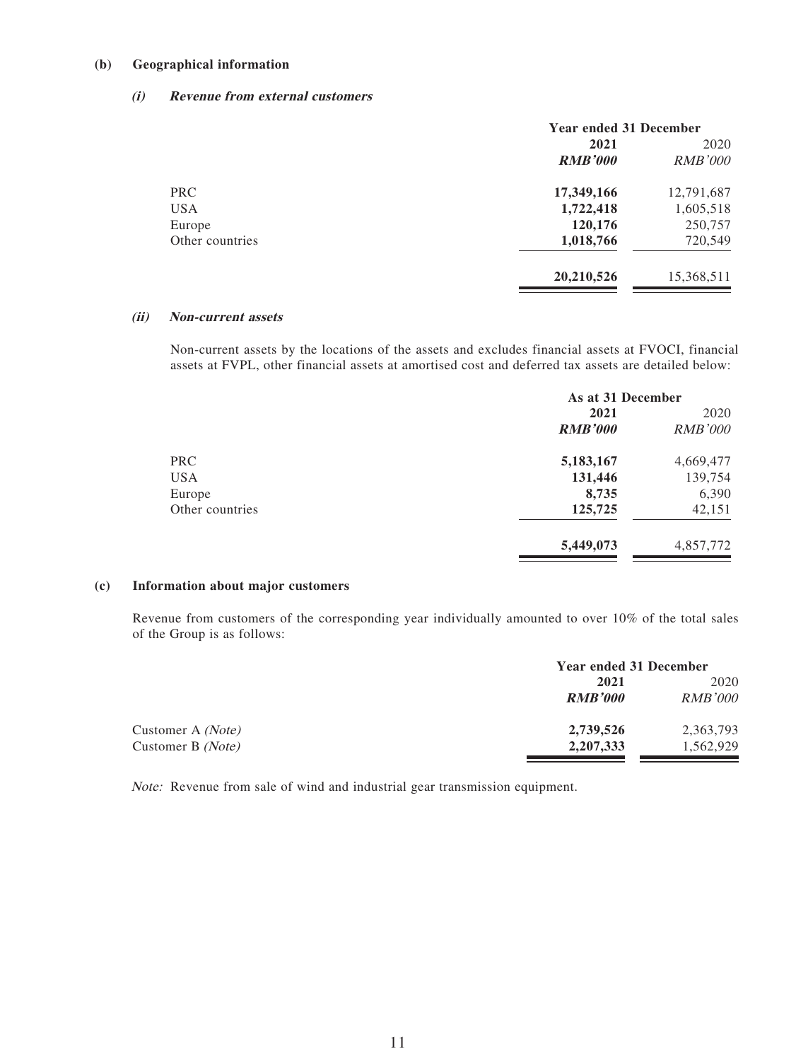### (b) Geographical information

#### *(i) Revenue from external customers*

| | Year ended 31 December | |
|---|---|---|
| | **2021** | 2020 |
| | ***RMB'000*** | *RMB'000* |
| PRC | **17,349,166** | 12,791,687 |
| USA | **1,722,418** | 1,605,518 |
| Europe | **120,176** | 250,757 |
| Other countries | **1,018,766** | 720,549 |
| | **20,210,526** | 15,368,511 |

#### *(ii) Non-current assets*

Non-current assets by the locations of the assets and excludes financial assets at FVOCI, financial assets at FVPL, other financial assets at amortised cost and deferred tax assets are detailed below:

| | As at 31 December | |
|---|---|---|
| | **2021** | 2020 |
| | ***RMB'000*** | *RMB'000* |
| PRC | **5,183,167** | 4,669,477 |
| USA | **131,446** | 139,754 |
| Europe | **8,735** | 6,390 |
| Other countries | **125,725** | 42,151 |
| | **5,449,073** | 4,857,772 |

### (c) Information about major customers

Revenue from customers of the corresponding year individually amounted to over 10% of the total sales of the Group is as follows:

| | Year ended 31 December | |
|---|---|---|
| | **2021** | 2020 |
| | ***RMB'000*** | *RMB'000* |
| Customer A *(Note)* | **2,739,526** | 2,363,793 |
| Customer B *(Note)* | **2,207,333** | 1,562,929 |

*Note:* Revenue from sale of wind and industrial gear transmission equipment.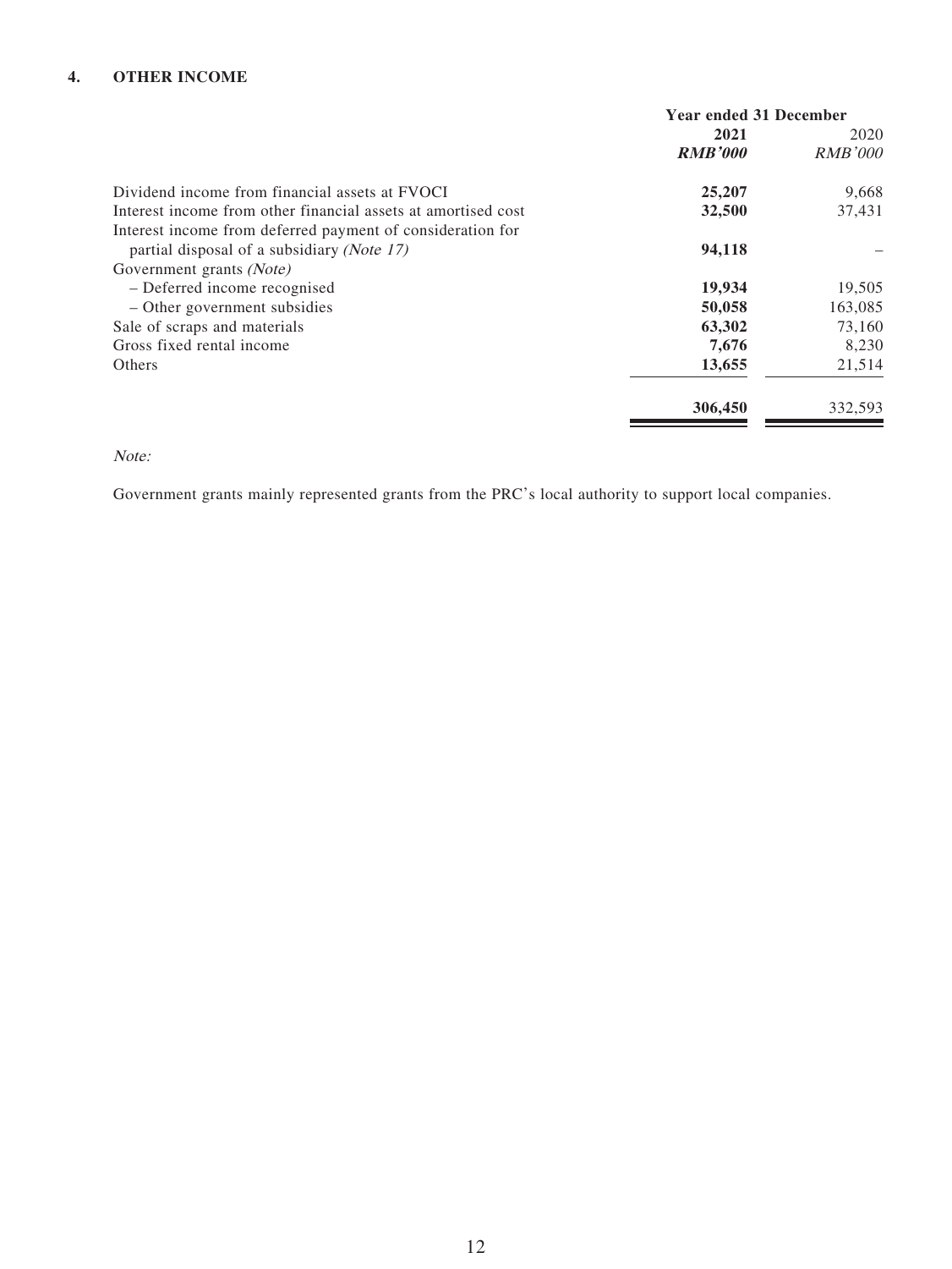## 4. OTHER INCOME

| | Year ended 31 December | |
|---|---|---|
| | **2021** | 2020 |
| | ***RMB'000*** | *RMB'000* |
| Dividend income from financial assets at FVOCI | **25,207** | 9,668 |
| Interest income from other financial assets at amortised cost | **32,500** | 37,431 |
| Interest income from deferred payment of consideration for partial disposal of a subsidiary *(Note 17)* | **94,118** | – |
| Government grants *(Note)* | | |
| – Deferred income recognised | **19,934** | 19,505 |
| – Other government subsidies | **50,058** | 163,085 |
| Sale of scraps and materials | **63,302** | 73,160 |
| Gross fixed rental income | **7,676** | 8,230 |
| Others | **13,655** | 21,514 |
| | **306,450** | 332,593 |

*Note:*

Government grants mainly represented grants from the PRC's local authority to support local companies.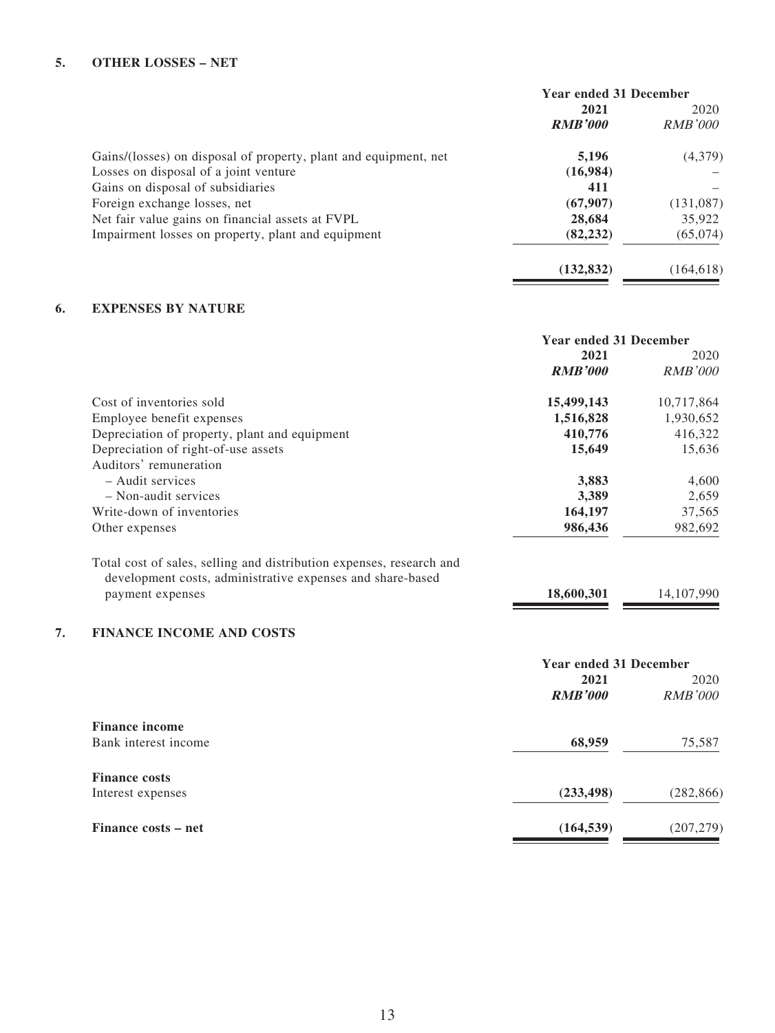## 5. OTHER LOSSES – NET

| | Year ended 31 December | |
|---|---|---|
| | **2021** | 2020 |
| | ***RMB'000*** | *RMB'000* |
| Gains/(losses) on disposal of property, plant and equipment, net | **5,196** | (4,379) |
| Losses on disposal of a joint venture | **(16,984)** | – |
| Gains on disposal of subsidiaries | **411** | – |
| Foreign exchange losses, net | **(67,907)** | (131,087) |
| Net fair value gains on financial assets at FVPL | **28,684** | 35,922 |
| Impairment losses on property, plant and equipment | **(82,232)** | (65,074) |
| | **(132,832)** | (164,618) |

## 6. EXPENSES BY NATURE

| | Year ended 31 December | |
|---|---|---|
| | **2021** | 2020 |
| | ***RMB'000*** | *RMB'000* |
| Cost of inventories sold | **15,499,143** | 10,717,864 |
| Employee benefit expenses | **1,516,828** | 1,930,652 |
| Depreciation of property, plant and equipment | **410,776** | 416,322 |
| Depreciation of right-of-use assets | **15,649** | 15,636 |
| Auditors' remuneration | | |
| – Audit services | **3,883** | 4,600 |
| – Non-audit services | **3,389** | 2,659 |
| Write-down of inventories | **164,197** | 37,565 |
| Other expenses | **986,436** | 982,692 |
| Total cost of sales, selling and distribution expenses, research and development costs, administrative expenses and share-based payment expenses | **18,600,301** | 14,107,990 |

## 7. FINANCE INCOME AND COSTS

| | Year ended 31 December | |
|---|---|---|
| | **2021** | 2020 |
| | ***RMB'000*** | *RMB'000* |
| **Finance income** | | |
| Bank interest income | **68,959** | 75,587 |
| **Finance costs** | | |
| Interest expenses | **(233,498)** | (282,866) |
| **Finance costs – net** | **(164,539)** | (207,279) |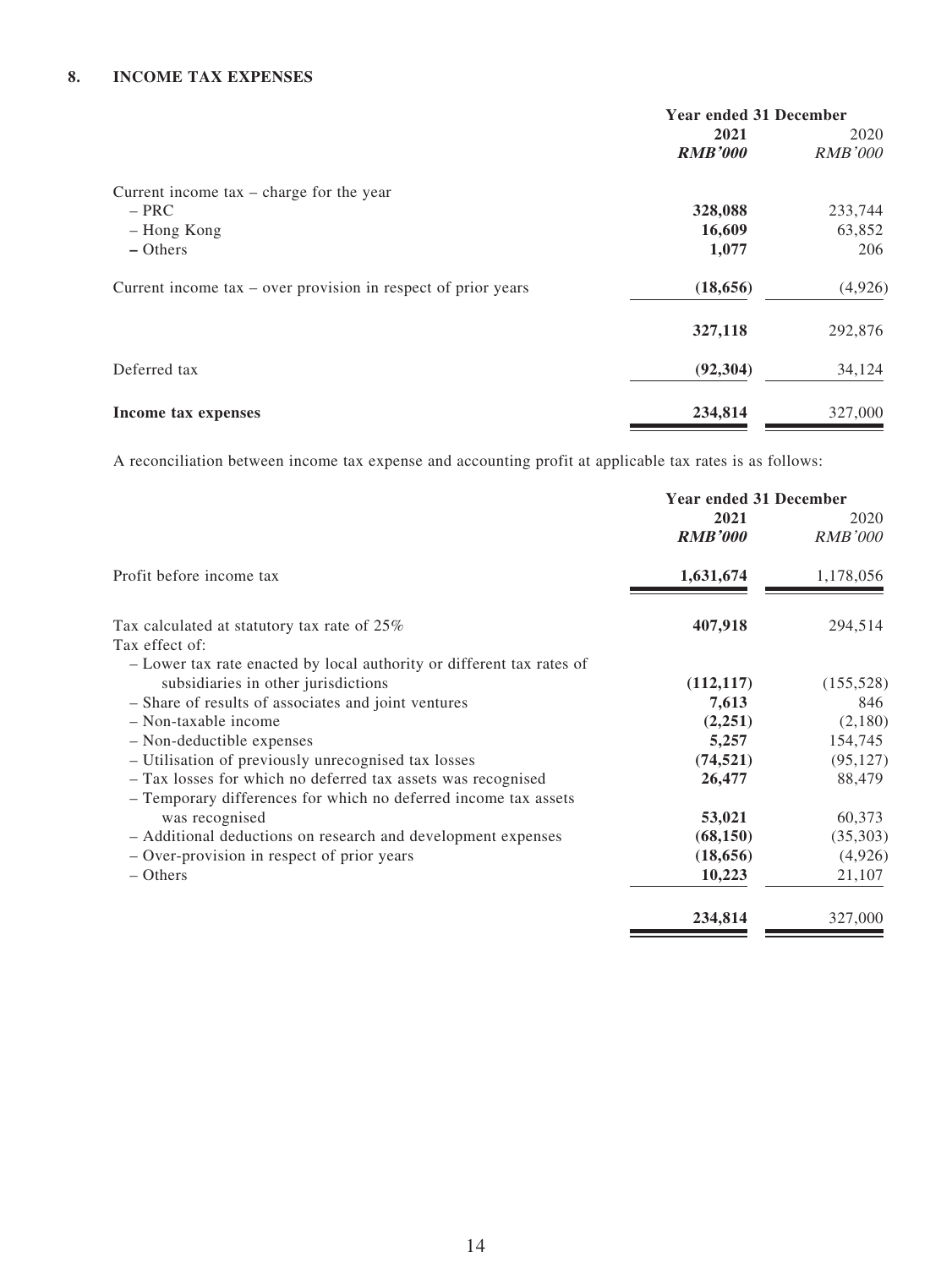## 8. INCOME TAX EXPENSES

| | Year ended 31 December | |
|---|---|---|
| | **2021** | 2020 |
| | ***RMB'000*** | *RMB'000* |
| Current income tax – charge for the year | | |
| – PRC | **328,088** | 233,744 |
| – Hong Kong | **16,609** | 63,852 |
| – Others | **1,077** | 206 |
| Current income tax – over provision in respect of prior years | **(18,656)** | (4,926) |
| | **327,118** | 292,876 |
| Deferred tax | **(92,304)** | 34,124 |
| **Income tax expenses** | **234,814** | 327,000 |

A reconciliation between income tax expense and accounting profit at applicable tax rates is as follows:

| | Year ended 31 December | |
|---|---|---|
| | **2021** | 2020 |
| | ***RMB'000*** | *RMB'000* |
| Profit before income tax | **1,631,674** | 1,178,056 |
| Tax calculated at statutory tax rate of 25% | **407,918** | 294,514 |
| Tax effect of: | | |
| – Lower tax rate enacted by local authority or different tax rates of subsidiaries in other jurisdictions | **(112,117)** | (155,528) |
| – Share of results of associates and joint ventures | **7,613** | 846 |
| – Non-taxable income | **(2,251)** | (2,180) |
| – Non-deductible expenses | **5,257** | 154,745 |
| – Utilisation of previously unrecognised tax losses | **(74,521)** | (95,127) |
| – Tax losses for which no deferred tax assets was recognised | **26,477** | 88,479 |
| – Temporary differences for which no deferred income tax assets was recognised | **53,021** | 60,373 |
| – Additional deductions on research and development expenses | **(68,150)** | (35,303) |
| – Over-provision in respect of prior years | **(18,656)** | (4,926) |
| – Others | **10,223** | 21,107 |
| | **234,814** | 327,000 |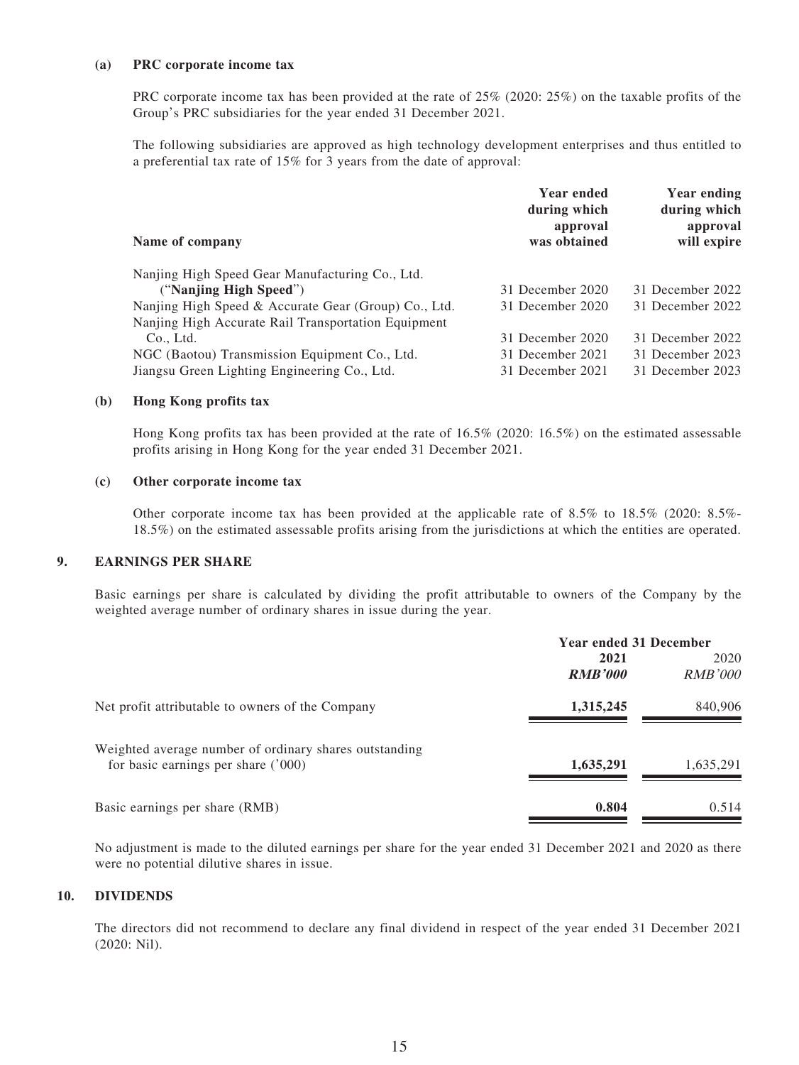**(a) PRC corporate income tax**

PRC corporate income tax has been provided at the rate of 25% (2020: 25%) on the taxable profits of the Group's PRC subsidiaries for the year ended 31 December 2021.

The following subsidiaries are approved as high technology development enterprises and thus entitled to a preferential tax rate of 15% for 3 years from the date of approval:

| Name of company | Year ended during which approval was obtained | Year ending during which approval will expire |
|---|---|---|
| Nanjing High Speed Gear Manufacturing Co., Ltd. ("**Nanjing High Speed**") | 31 December 2020 | 31 December 2022 |
| Nanjing High Speed & Accurate Gear (Group) Co., Ltd. | 31 December 2020 | 31 December 2022 |
| Nanjing High Accurate Rail Transportation Equipment Co., Ltd. | 31 December 2020 | 31 December 2022 |
| NGC (Baotou) Transmission Equipment Co., Ltd. | 31 December 2021 | 31 December 2023 |
| Jiangsu Green Lighting Engineering Co., Ltd. | 31 December 2021 | 31 December 2023 |

**(b) Hong Kong profits tax**

Hong Kong profits tax has been provided at the rate of 16.5% (2020: 16.5%) on the estimated assessable profits arising in Hong Kong for the year ended 31 December 2021.

**(c) Other corporate income tax**

Other corporate income tax has been provided at the applicable rate of 8.5% to 18.5% (2020: 8.5%-18.5%) on the estimated assessable profits arising from the jurisdictions at which the entities are operated.

## 9. EARNINGS PER SHARE

Basic earnings per share is calculated by dividing the profit attributable to owners of the Company by the weighted average number of ordinary shares in issue during the year.

| | Year ended 31 December | |
|---|---|---|
| | **2021** | 2020 |
| | ***RMB'000*** | *RMB'000* |
| Net profit attributable to owners of the Company | **1,315,245** | 840,906 |
| Weighted average number of ordinary shares outstanding for basic earnings per share ('000) | **1,635,291** | 1,635,291 |
| Basic earnings per share (RMB) | **0.804** | 0.514 |

No adjustment is made to the diluted earnings per share for the year ended 31 December 2021 and 2020 as there were no potential dilutive shares in issue.

## 10. DIVIDENDS

The directors did not recommend to declare any final dividend in respect of the year ended 31 December 2021 (2020: Nil).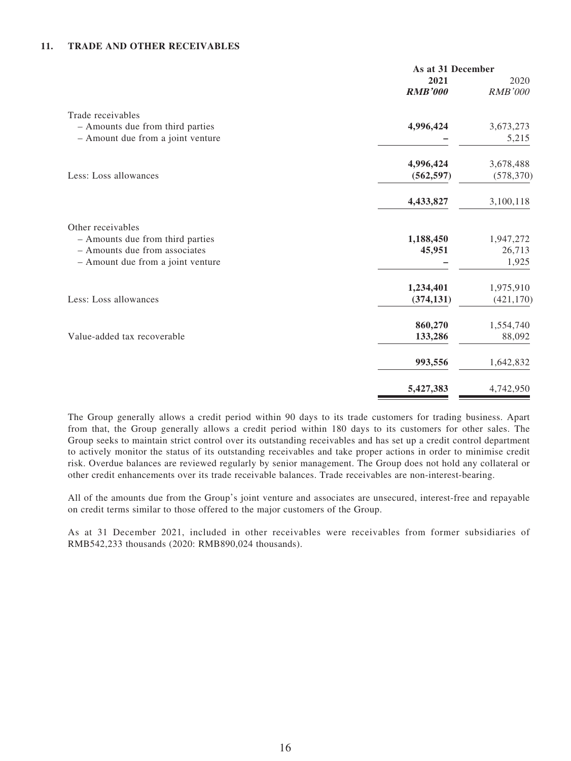## 11. TRADE AND OTHER RECEIVABLES

| | As at 31 December | |
|---|---|---|
| | **2021** | 2020 |
| | ***RMB'000*** | *RMB'000* |
| Trade receivables | | |
| – Amounts due from third parties | **4,996,424** | 3,673,273 |
| – Amount due from a joint venture | **–** | 5,215 |
| | **4,996,424** | 3,678,488 |
| Less: Loss allowances | **(562,597)** | (578,370) |
| | **4,433,827** | 3,100,118 |
| Other receivables | | |
| – Amounts due from third parties | **1,188,450** | 1,947,272 |
| – Amounts due from associates | **45,951** | 26,713 |
| – Amount due from a joint venture | **–** | 1,925 |
| | **1,234,401** | 1,975,910 |
| Less: Loss allowances | **(374,131)** | (421,170) |
| | **860,270** | 1,554,740 |
| Value-added tax recoverable | **133,286** | 88,092 |
| | **993,556** | 1,642,832 |
| | **5,427,383** | 4,742,950 |

The Group generally allows a credit period within 90 days to its trade customers for trading business. Apart from that, the Group generally allows a credit period within 180 days to its customers for other sales. The Group seeks to maintain strict control over its outstanding receivables and has set up a credit control department to actively monitor the status of its outstanding receivables and take proper actions in order to minimise credit risk. Overdue balances are reviewed regularly by senior management. The Group does not hold any collateral or other credit enhancements over its trade receivable balances. Trade receivables are non-interest-bearing.

All of the amounts due from the Group's joint venture and associates are unsecured, interest-free and repayable on credit terms similar to those offered to the major customers of the Group.

As at 31 December 2021, included in other receivables were receivables from former subsidiaries of RMB542,233 thousands (2020: RMB890,024 thousands).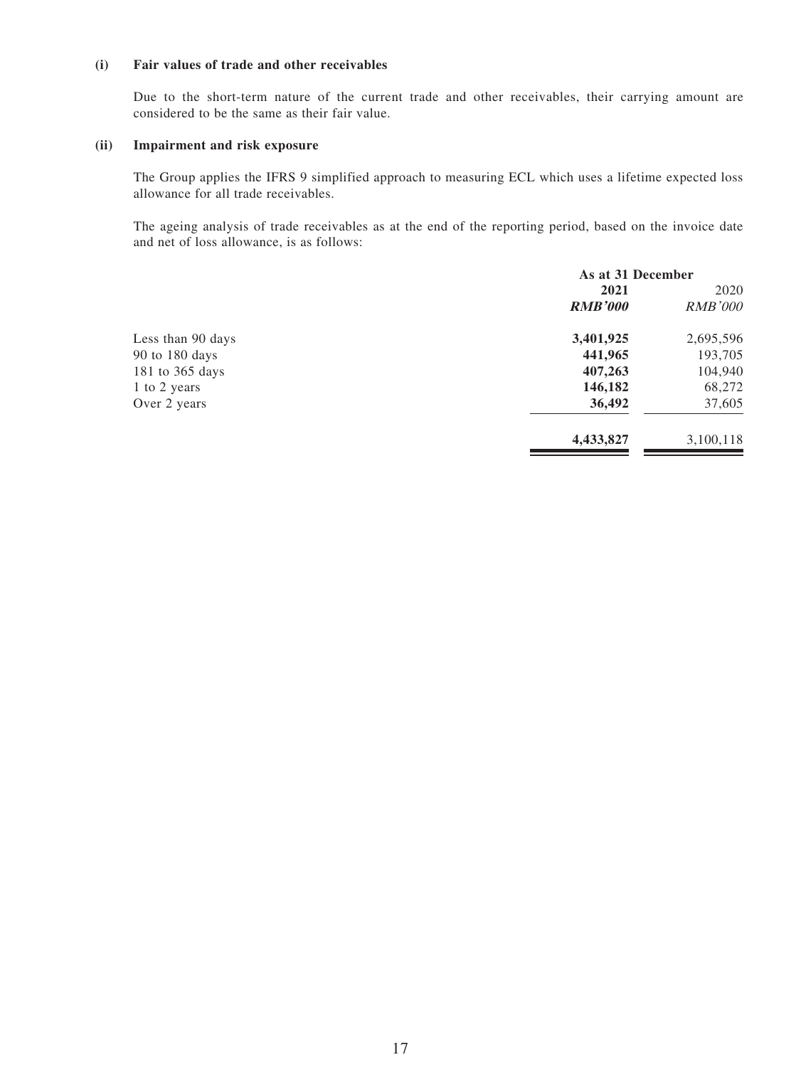**(i) Fair values of trade and other receivables**

Due to the short-term nature of the current trade and other receivables, their carrying amount are considered to be the same as their fair value.

**(ii) Impairment and risk exposure**

The Group applies the IFRS 9 simplified approach to measuring ECL which uses a lifetime expected loss allowance for all trade receivables.

The ageing analysis of trade receivables as at the end of the reporting period, based on the invoice date and net of loss allowance, is as follows:

| | As at 31 December | |
|---|---|---|
| | **2021** | 2020 |
| | ***RMB'000*** | *RMB'000* |
| Less than 90 days | **3,401,925** | 2,695,596 |
| 90 to 180 days | **441,965** | 193,705 |
| 181 to 365 days | **407,263** | 104,940 |
| 1 to 2 years | **146,182** | 68,272 |
| Over 2 years | **36,492** | 37,605 |
| | **4,433,827** | 3,100,118 |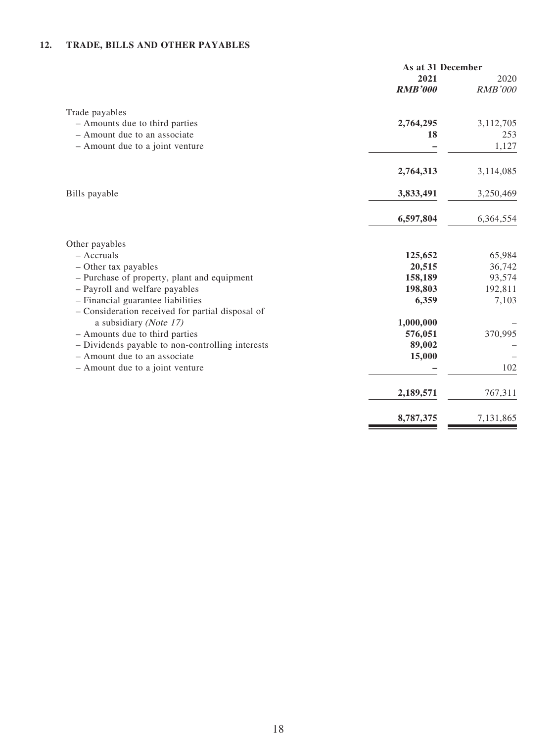## 12. TRADE, BILLS AND OTHER PAYABLES

| | As at 31 December | |
|---|---|---|
| | **2021** | 2020 |
| | ***RMB'000*** | *RMB'000* |
| Trade payables | | |
| – Amounts due to third parties | **2,764,295** | 3,112,705 |
| – Amount due to an associate | **18** | 253 |
| – Amount due to a joint venture | **–** | 1,127 |
| | **2,764,313** | 3,114,085 |
| Bills payable | **3,833,491** | 3,250,469 |
| | **6,597,804** | 6,364,554 |
| Other payables | | |
| – Accruals | **125,652** | 65,984 |
| – Other tax payables | **20,515** | 36,742 |
| – Purchase of property, plant and equipment | **158,189** | 93,574 |
| – Payroll and welfare payables | **198,803** | 192,811 |
| – Financial guarantee liabilities | **6,359** | 7,103 |
| – Consideration received for partial disposal of a subsidiary *(Note 17)* | **1,000,000** | – |
| – Amounts due to third parties | **576,051** | 370,995 |
| – Dividends payable to non-controlling interests | **89,002** | – |
| – Amount due to an associate | **15,000** | – |
| – Amount due to a joint venture | **–** | 102 |
| | **2,189,571** | 767,311 |
| | **8,787,375** | 7,131,865 |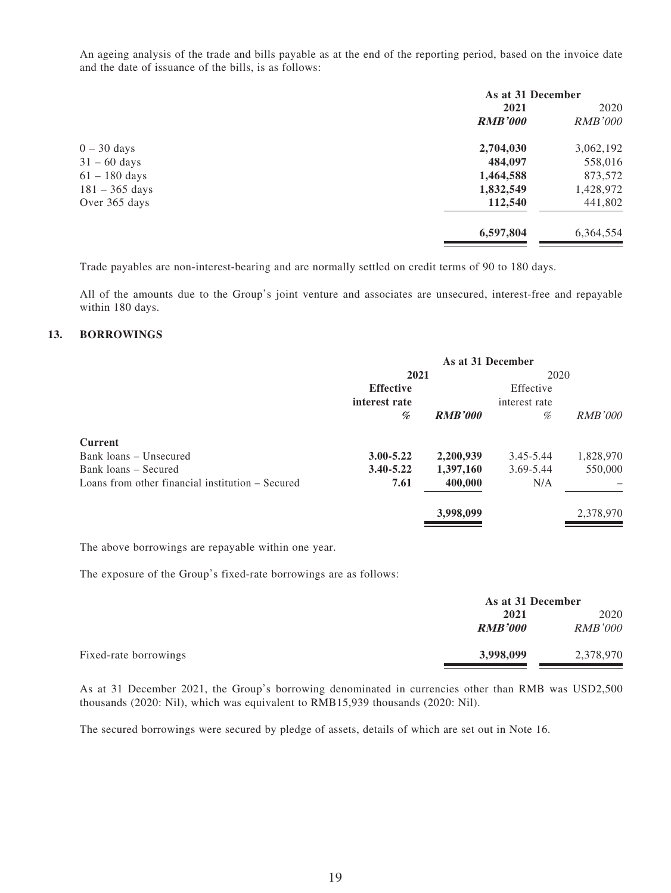An ageing analysis of the trade and bills payable as at the end of the reporting period, based on the invoice date and the date of issuance of the bills, is as follows:

| | As at 31 December | |
|---|---|---|
| | **2021** | 2020 |
| | ***RMB'000*** | *RMB'000* |
| 0 – 30 days | **2,704,030** | 3,062,192 |
| 31 – 60 days | **484,097** | 558,016 |
| 61 – 180 days | **1,464,588** | 873,572 |
| 181 – 365 days | **1,832,549** | 1,428,972 |
| Over 365 days | **112,540** | 441,802 |
| | **6,597,804** | 6,364,554 |

Trade payables are non-interest-bearing and are normally settled on credit terms of 90 to 180 days.

All of the amounts due to the Group's joint venture and associates are unsecured, interest-free and repayable within 180 days.

## 13. BORROWINGS

| | As at 31 December | | | |
|---|---|---|---|---|
| | **2021** | | 2020 | |
| | **Effective interest rate** | | Effective interest rate | |
| | ***%*** | ***RMB'000*** | *%* | *RMB'000* |
| **Current** | | | | |
| Bank loans – Unsecured | **3.00-5.22** | **2,200,939** | 3.45-5.44 | 1,828,970 |
| Bank loans – Secured | **3.40-5.22** | **1,397,160** | 3.69-5.44 | 550,000 |
| Loans from other financial institution – Secured | **7.61** | **400,000** | N/A | – |
| | | **3,998,099** | | 2,378,970 |

The above borrowings are repayable within one year.

The exposure of the Group's fixed-rate borrowings are as follows:

| | As at 31 December | |
|---|---|---|
| | **2021** | 2020 |
| | ***RMB'000*** | *RMB'000* |
| Fixed-rate borrowings | **3,998,099** | 2,378,970 |

As at 31 December 2021, the Group's borrowing denominated in currencies other than RMB was USD2,500 thousands (2020: Nil), which was equivalent to RMB15,939 thousands (2020: Nil).

The secured borrowings were secured by pledge of assets, details of which are set out in Note 16.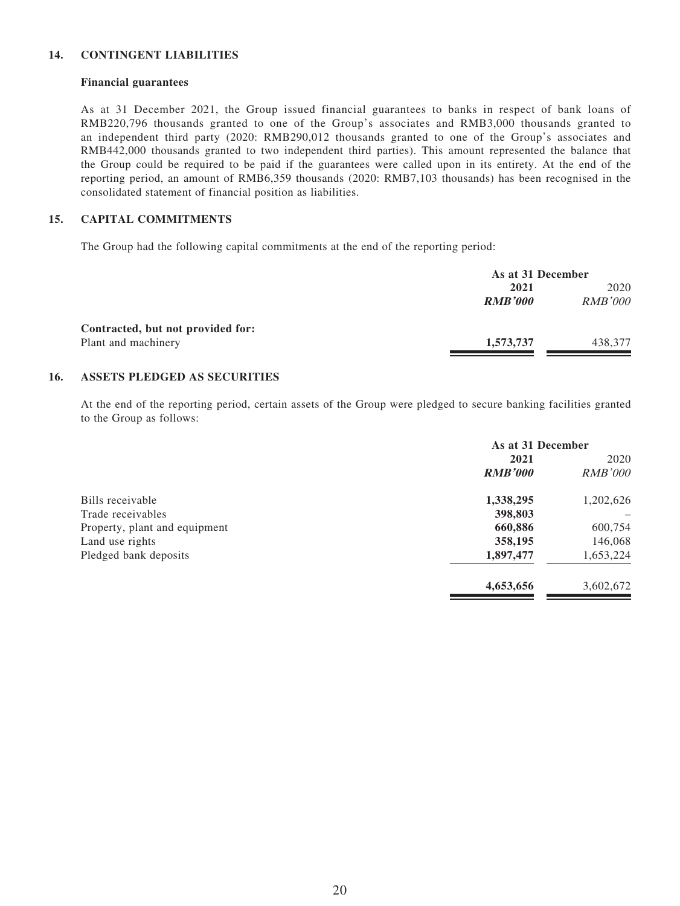## 14. CONTINGENT LIABILITIES

### Financial guarantees

As at 31 December 2021, the Group issued financial guarantees to banks in respect of bank loans of RMB220,796 thousands granted to one of the Group's associates and RMB3,000 thousands granted to an independent third party (2020: RMB290,012 thousands granted to one of the Group's associates and RMB442,000 thousands granted to two independent third parties). This amount represented the balance that the Group could be required to be paid if the guarantees were called upon in its entirety. At the end of the reporting period, an amount of RMB6,359 thousands (2020: RMB7,103 thousands) has been recognised in the consolidated statement of financial position as liabilities.

## 15. CAPITAL COMMITMENTS

The Group had the following capital commitments at the end of the reporting period:

| | As at 31 December | |
|---|---|---|
| | **2021** | 2020 |
| | ***RMB'000*** | *RMB'000* |
| **Contracted, but not provided for:** | | |
| Plant and machinery | **1,573,737** | 438,377 |

## 16. ASSETS PLEDGED AS SECURITIES

At the end of the reporting period, certain assets of the Group were pledged to secure banking facilities granted to the Group as follows:

| | As at 31 December | |
|---|---|---|
| | **2021** | 2020 |
| | ***RMB'000*** | *RMB'000* |
| Bills receivable | **1,338,295** | 1,202,626 |
| Trade receivables | **398,803** | – |
| Property, plant and equipment | **660,886** | 600,754 |
| Land use rights | **358,195** | 146,068 |
| Pledged bank deposits | **1,897,477** | 1,653,224 |
| | **4,653,656** | 3,602,672 |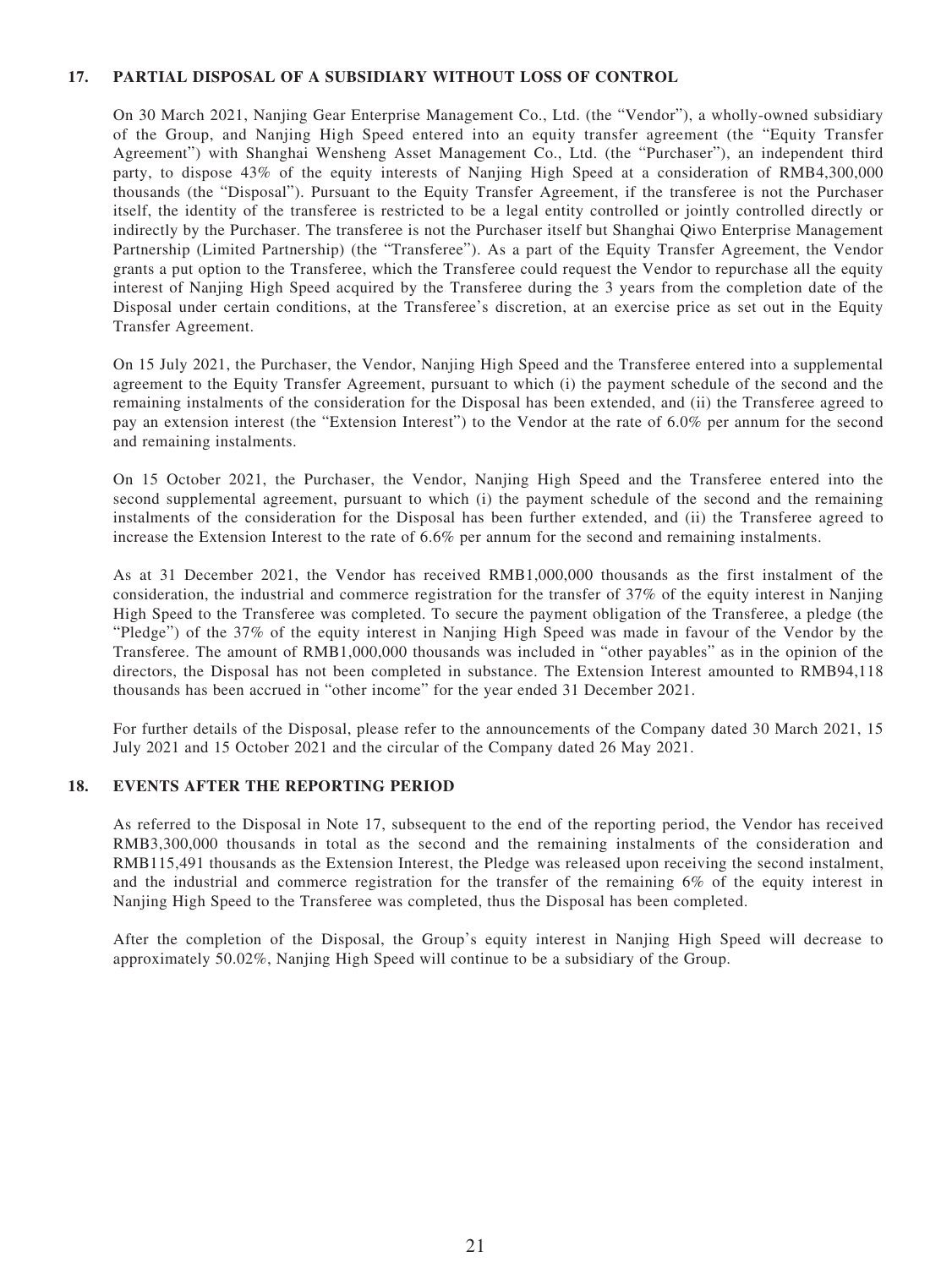## 17. PARTIAL DISPOSAL OF A SUBSIDIARY WITHOUT LOSS OF CONTROL

On 30 March 2021, Nanjing Gear Enterprise Management Co., Ltd. (the "Vendor"), a wholly-owned subsidiary of the Group, and Nanjing High Speed entered into an equity transfer agreement (the "Equity Transfer Agreement") with Shanghai Wensheng Asset Management Co., Ltd. (the "Purchaser"), an independent third party, to dispose 43% of the equity interests of Nanjing High Speed at a consideration of RMB4,300,000 thousands (the "Disposal"). Pursuant to the Equity Transfer Agreement, if the transferee is not the Purchaser itself, the identity of the transferee is restricted to be a legal entity controlled or jointly controlled directly or indirectly by the Purchaser. The transferee is not the Purchaser itself but Shanghai Qiwo Enterprise Management Partnership (Limited Partnership) (the "Transferee"). As a part of the Equity Transfer Agreement, the Vendor grants a put option to the Transferee, which the Transferee could request the Vendor to repurchase all the equity interest of Nanjing High Speed acquired by the Transferee during the 3 years from the completion date of the Disposal under certain conditions, at the Transferee's discretion, at an exercise price as set out in the Equity Transfer Agreement.

On 15 July 2021, the Purchaser, the Vendor, Nanjing High Speed and the Transferee entered into a supplemental agreement to the Equity Transfer Agreement, pursuant to which (i) the payment schedule of the second and the remaining instalments of the consideration for the Disposal has been extended, and (ii) the Transferee agreed to pay an extension interest (the "Extension Interest") to the Vendor at the rate of 6.0% per annum for the second and remaining instalments.

On 15 October 2021, the Purchaser, the Vendor, Nanjing High Speed and the Transferee entered into the second supplemental agreement, pursuant to which (i) the payment schedule of the second and the remaining instalments of the consideration for the Disposal has been further extended, and (ii) the Transferee agreed to increase the Extension Interest to the rate of 6.6% per annum for the second and remaining instalments.

As at 31 December 2021, the Vendor has received RMB1,000,000 thousands as the first instalment of the consideration, the industrial and commerce registration for the transfer of 37% of the equity interest in Nanjing High Speed to the Transferee was completed. To secure the payment obligation of the Transferee, a pledge (the "Pledge") of the 37% of the equity interest in Nanjing High Speed was made in favour of the Vendor by the Transferee. The amount of RMB1,000,000 thousands was included in "other payables" as in the opinion of the directors, the Disposal has not been completed in substance. The Extension Interest amounted to RMB94,118 thousands has been accrued in "other income" for the year ended 31 December 2021.

For further details of the Disposal, please refer to the announcements of the Company dated 30 March 2021, 15 July 2021 and 15 October 2021 and the circular of the Company dated 26 May 2021.

## 18. EVENTS AFTER THE REPORTING PERIOD

As referred to the Disposal in Note 17, subsequent to the end of the reporting period, the Vendor has received RMB3,300,000 thousands in total as the second and the remaining instalments of the consideration and RMB115,491 thousands as the Extension Interest, the Pledge was released upon receiving the second instalment, and the industrial and commerce registration for the transfer of the remaining 6% of the equity interest in Nanjing High Speed to the Transferee was completed, thus the Disposal has been completed.

After the completion of the Disposal, the Group's equity interest in Nanjing High Speed will decrease to approximately 50.02%, Nanjing High Speed will continue to be a subsidiary of the Group.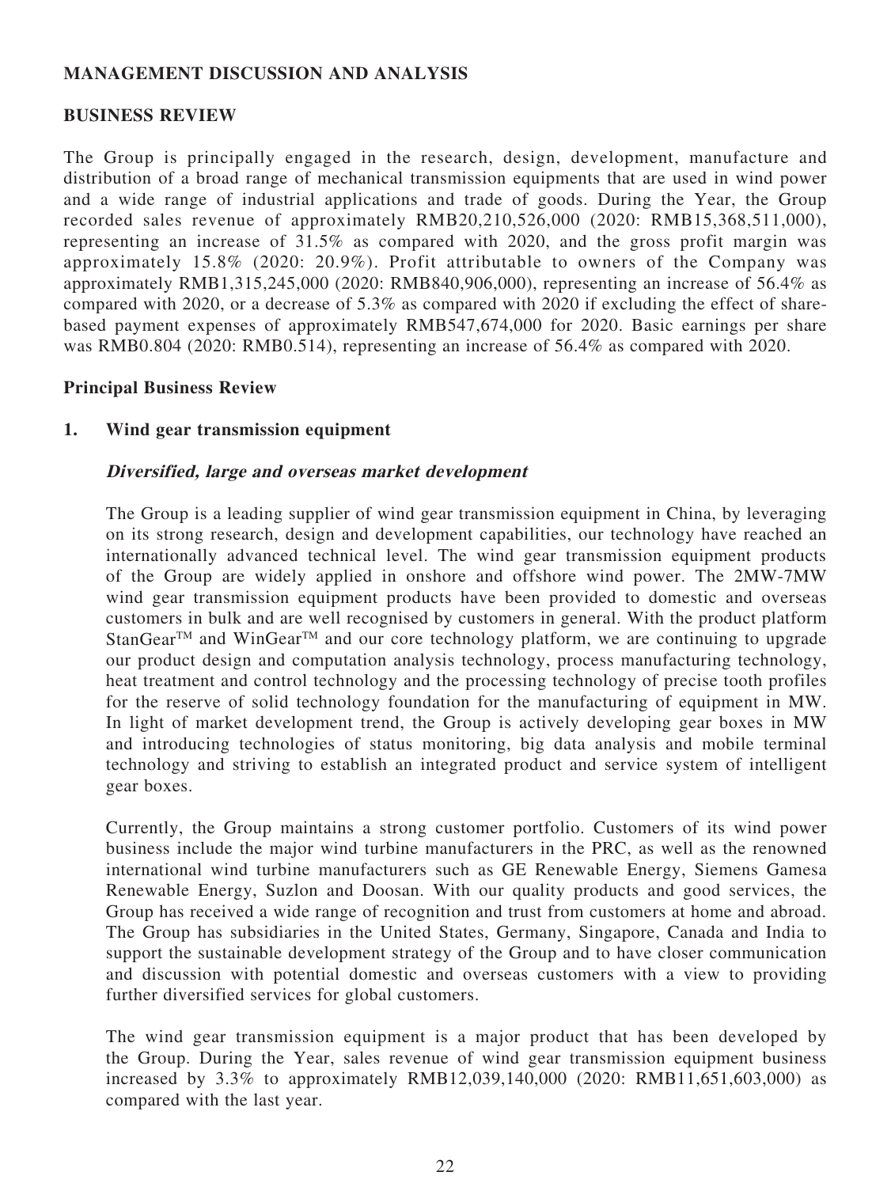## MANAGEMENT DISCUSSION AND ANALYSIS

## BUSINESS REVIEW

The Group is principally engaged in the research, design, development, manufacture and distribution of a broad range of mechanical transmission equipments that are used in wind power and a wide range of industrial applications and trade of goods. During the Year, the Group recorded sales revenue of approximately RMB20,210,526,000 (2020: RMB15,368,511,000), representing an increase of 31.5% as compared with 2020, and the gross profit margin was approximately 15.8% (2020: 20.9%). Profit attributable to owners of the Company was approximately RMB1,315,245,000 (2020: RMB840,906,000), representing an increase of 56.4% as compared with 2020, or a decrease of 5.3% as compared with 2020 if excluding the effect of share-based payment expenses of approximately RMB547,674,000 for 2020. Basic earnings per share was RMB0.804 (2020: RMB0.514), representing an increase of 56.4% as compared with 2020.

### Principal Business Review

### 1. Wind gear transmission equipment

***Diversified, large and overseas market development***

The Group is a leading supplier of wind gear transmission equipment in China, by leveraging on its strong research, design and development capabilities, our technology have reached an internationally advanced technical level. The wind gear transmission equipment products of the Group are widely applied in onshore and offshore wind power. The 2MW-7MW wind gear transmission equipment products have been provided to domestic and overseas customers in bulk and are well recognised by customers in general. With the product platform StanGear™ and WinGear™ and our core technology platform, we are continuing to upgrade our product design and computation analysis technology, process manufacturing technology, heat treatment and control technology and the processing technology of precise tooth profiles for the reserve of solid technology foundation for the manufacturing of equipment in MW. In light of market development trend, the Group is actively developing gear boxes in MW and introducing technologies of status monitoring, big data analysis and mobile terminal technology and striving to establish an integrated product and service system of intelligent gear boxes.

Currently, the Group maintains a strong customer portfolio. Customers of its wind power business include the major wind turbine manufacturers in the PRC, as well as the renowned international wind turbine manufacturers such as GE Renewable Energy, Siemens Gamesa Renewable Energy, Suzlon and Doosan. With our quality products and good services, the Group has received a wide range of recognition and trust from customers at home and abroad. The Group has subsidiaries in the United States, Germany, Singapore, Canada and India to support the sustainable development strategy of the Group and to have closer communication and discussion with potential domestic and overseas customers with a view to providing further diversified services for global customers.

The wind gear transmission equipment is a major product that has been developed by the Group. During the Year, sales revenue of wind gear transmission equipment business increased by 3.3% to approximately RMB12,039,140,000 (2020: RMB11,651,603,000) as compared with the last year.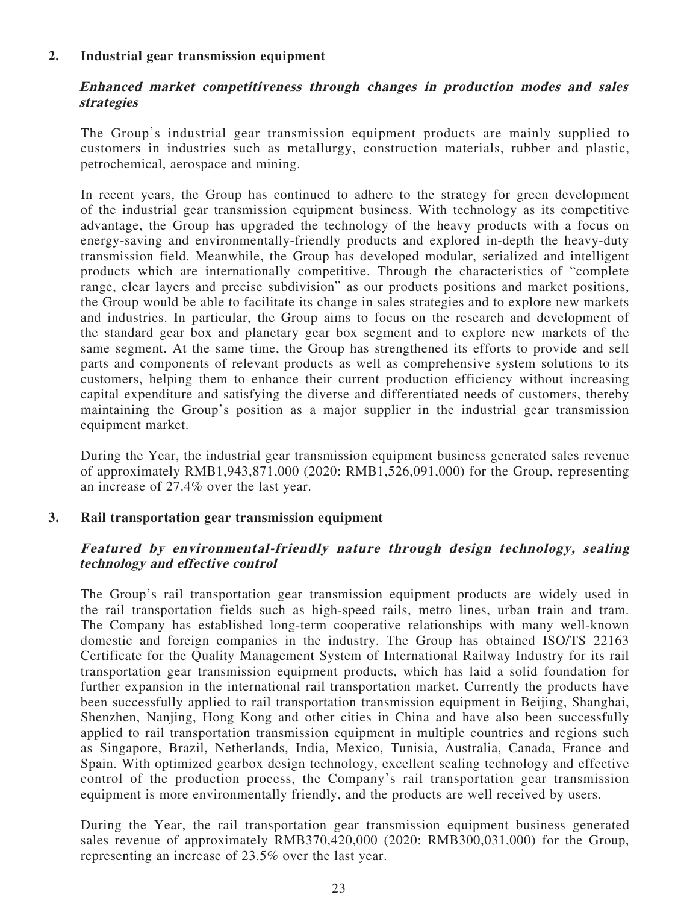## 2. Industrial gear transmission equipment

***Enhanced market competitiveness through changes in production modes and sales strategies***

The Group's industrial gear transmission equipment products are mainly supplied to customers in industries such as metallurgy, construction materials, rubber and plastic, petrochemical, aerospace and mining.

In recent years, the Group has continued to adhere to the strategy for green development of the industrial gear transmission equipment business. With technology as its competitive advantage, the Group has upgraded the technology of the heavy products with a focus on energy-saving and environmentally-friendly products and explored in-depth the heavy-duty transmission field. Meanwhile, the Group has developed modular, serialized and intelligent products which are internationally competitive. Through the characteristics of "complete range, clear layers and precise subdivision" as our products positions and market positions, the Group would be able to facilitate its change in sales strategies and to explore new markets and industries. In particular, the Group aims to focus on the research and development of the standard gear box and planetary gear box segment and to explore new markets of the same segment. At the same time, the Group has strengthened its efforts to provide and sell parts and components of relevant products as well as comprehensive system solutions to its customers, helping them to enhance their current production efficiency without increasing capital expenditure and satisfying the diverse and differentiated needs of customers, thereby maintaining the Group's position as a major supplier in the industrial gear transmission equipment market.

During the Year, the industrial gear transmission equipment business generated sales revenue of approximately RMB1,943,871,000 (2020: RMB1,526,091,000) for the Group, representing an increase of 27.4% over the last year.

## 3. Rail transportation gear transmission equipment

***Featured by environmental-friendly nature through design technology, sealing technology and effective control***

The Group's rail transportation gear transmission equipment products are widely used in the rail transportation fields such as high-speed rails, metro lines, urban train and tram. The Company has established long-term cooperative relationships with many well-known domestic and foreign companies in the industry. The Group has obtained ISO/TS 22163 Certificate for the Quality Management System of International Railway Industry for its rail transportation gear transmission equipment products, which has laid a solid foundation for further expansion in the international rail transportation market. Currently the products have been successfully applied to rail transportation transmission equipment in Beijing, Shanghai, Shenzhen, Nanjing, Hong Kong and other cities in China and have also been successfully applied to rail transportation transmission equipment in multiple countries and regions such as Singapore, Brazil, Netherlands, India, Mexico, Tunisia, Australia, Canada, France and Spain. With optimized gearbox design technology, excellent sealing technology and effective control of the production process, the Company's rail transportation gear transmission equipment is more environmentally friendly, and the products are well received by users.

During the Year, the rail transportation gear transmission equipment business generated sales revenue of approximately RMB370,420,000 (2020: RMB300,031,000) for the Group, representing an increase of 23.5% over the last year.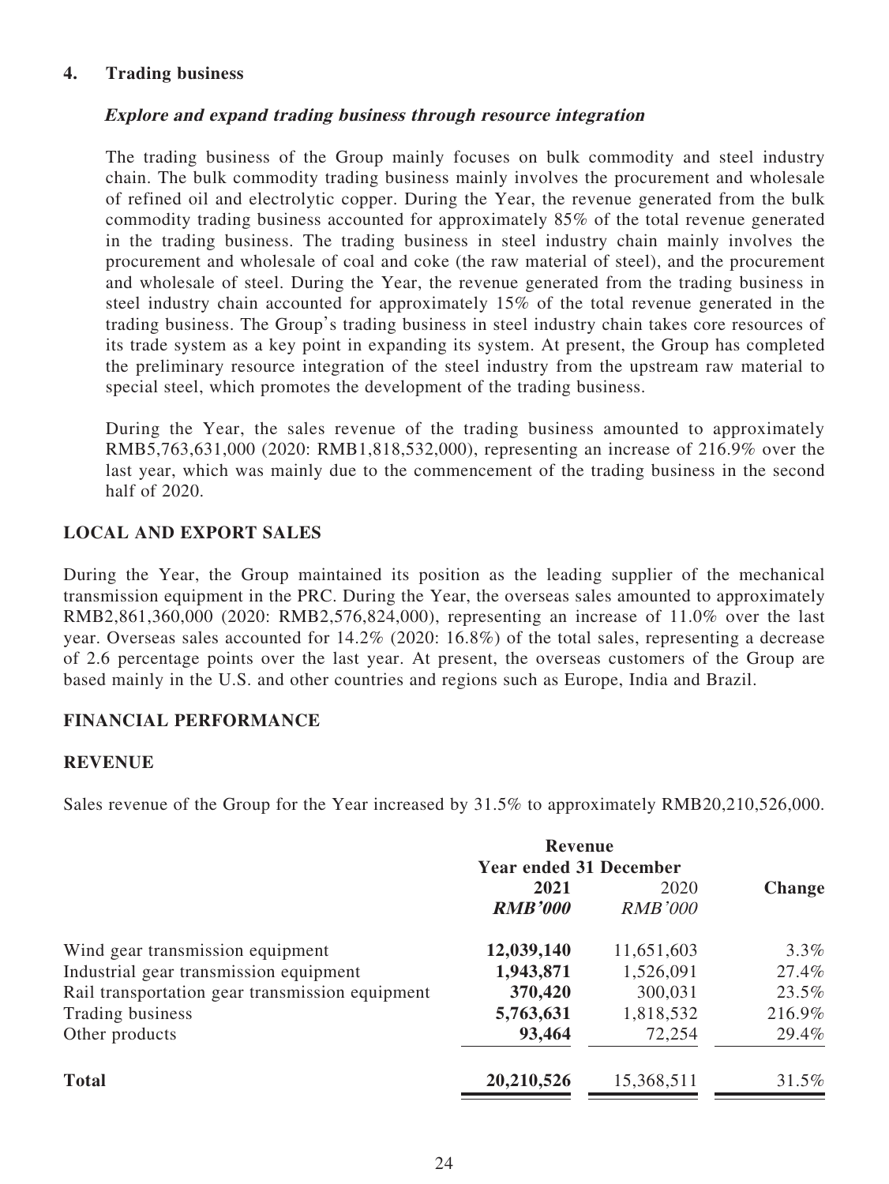## 4. Trading business

***Explore and expand trading business through resource integration***

The trading business of the Group mainly focuses on bulk commodity and steel industry chain. The bulk commodity trading business mainly involves the procurement and wholesale of refined oil and electrolytic copper. During the Year, the revenue generated from the bulk commodity trading business accounted for approximately 85% of the total revenue generated in the trading business. The trading business in steel industry chain mainly involves the procurement and wholesale of coal and coke (the raw material of steel), and the procurement and wholesale of steel. During the Year, the revenue generated from the trading business in steel industry chain accounted for approximately 15% of the total revenue generated in the trading business. The Group's trading business in steel industry chain takes core resources of its trade system as a key point in expanding its system. At present, the Group has completed the preliminary resource integration of the steel industry from the upstream raw material to special steel, which promotes the development of the trading business.

During the Year, the sales revenue of the trading business amounted to approximately RMB5,763,631,000 (2020: RMB1,818,532,000), representing an increase of 216.9% over the last year, which was mainly due to the commencement of the trading business in the second half of 2020.

## LOCAL AND EXPORT SALES

During the Year, the Group maintained its position as the leading supplier of the mechanical transmission equipment in the PRC. During the Year, the overseas sales amounted to approximately RMB2,861,360,000 (2020: RMB2,576,824,000), representing an increase of 11.0% over the last year. Overseas sales accounted for 14.2% (2020: 16.8%) of the total sales, representing a decrease of 2.6 percentage points over the last year. At present, the overseas customers of the Group are based mainly in the U.S. and other countries and regions such as Europe, India and Brazil.

## FINANCIAL PERFORMANCE

## REVENUE

Sales revenue of the Group for the Year increased by 31.5% to approximately RMB20,210,526,000.

| | Revenue<br>Year ended 31 December | | |
|---|---|---|---|
| | **2021**<br>***RMB'000*** | 2020<br>*RMB'000* | **Change** |
| Wind gear transmission equipment | **12,039,140** | 11,651,603 | 3.3% |
| Industrial gear transmission equipment | **1,943,871** | 1,526,091 | 27.4% |
| Rail transportation gear transmission equipment | **370,420** | 300,031 | 23.5% |
| Trading business | **5,763,631** | 1,818,532 | 216.9% |
| Other products | **93,464** | 72,254 | 29.4% |
| **Total** | **20,210,526** | 15,368,511 | 31.5% |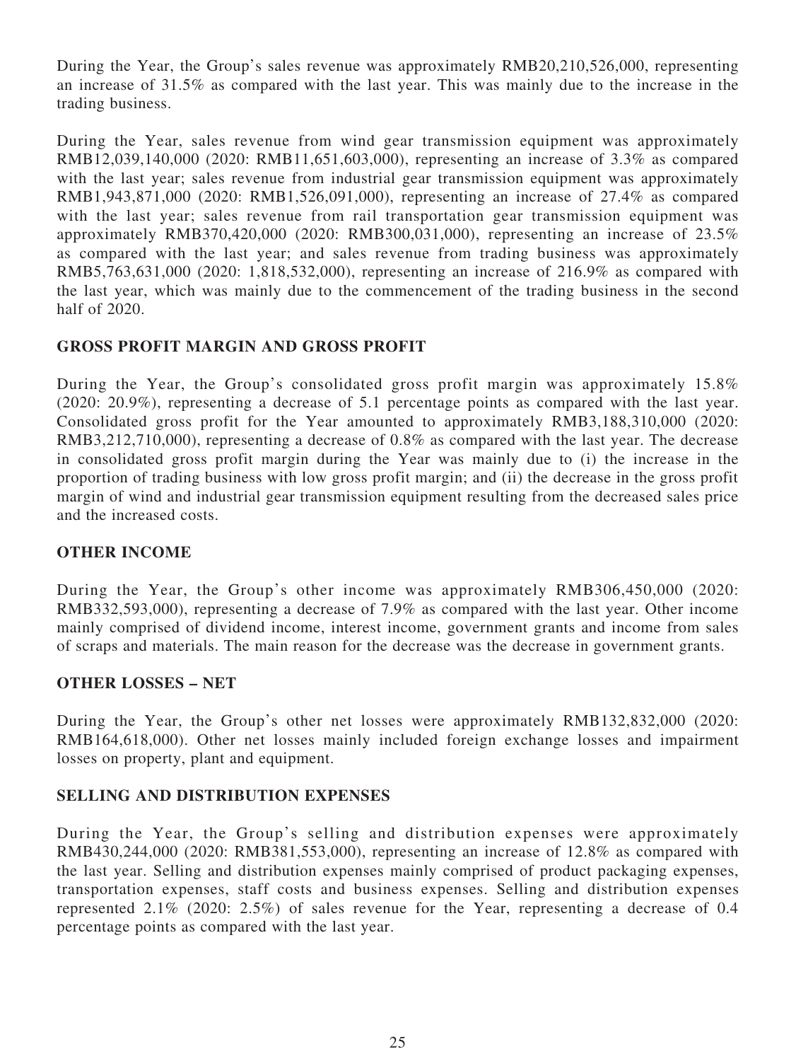During the Year, the Group's sales revenue was approximately RMB20,210,526,000, representing an increase of 31.5% as compared with the last year. This was mainly due to the increase in the trading business.

During the Year, sales revenue from wind gear transmission equipment was approximately RMB12,039,140,000 (2020: RMB11,651,603,000), representing an increase of 3.3% as compared with the last year; sales revenue from industrial gear transmission equipment was approximately RMB1,943,871,000 (2020: RMB1,526,091,000), representing an increase of 27.4% as compared with the last year; sales revenue from rail transportation gear transmission equipment was approximately RMB370,420,000 (2020: RMB300,031,000), representing an increase of 23.5% as compared with the last year; and sales revenue from trading business was approximately RMB5,763,631,000 (2020: 1,818,532,000), representing an increase of 216.9% as compared with the last year, which was mainly due to the commencement of the trading business in the second half of 2020.

## GROSS PROFIT MARGIN AND GROSS PROFIT

During the Year, the Group's consolidated gross profit margin was approximately 15.8% (2020: 20.9%), representing a decrease of 5.1 percentage points as compared with the last year. Consolidated gross profit for the Year amounted to approximately RMB3,188,310,000 (2020: RMB3,212,710,000), representing a decrease of 0.8% as compared with the last year. The decrease in consolidated gross profit margin during the Year was mainly due to (i) the increase in the proportion of trading business with low gross profit margin; and (ii) the decrease in the gross profit margin of wind and industrial gear transmission equipment resulting from the decreased sales price and the increased costs.

## OTHER INCOME

During the Year, the Group's other income was approximately RMB306,450,000 (2020: RMB332,593,000), representing a decrease of 7.9% as compared with the last year. Other income mainly comprised of dividend income, interest income, government grants and income from sales of scraps and materials. The main reason for the decrease was the decrease in government grants.

## OTHER LOSSES – NET

During the Year, the Group's other net losses were approximately RMB132,832,000 (2020: RMB164,618,000). Other net losses mainly included foreign exchange losses and impairment losses on property, plant and equipment.

## SELLING AND DISTRIBUTION EXPENSES

During the Year, the Group's selling and distribution expenses were approximately RMB430,244,000 (2020: RMB381,553,000), representing an increase of 12.8% as compared with the last year. Selling and distribution expenses mainly comprised of product packaging expenses, transportation expenses, staff costs and business expenses. Selling and distribution expenses represented 2.1% (2020: 2.5%) of sales revenue for the Year, representing a decrease of 0.4 percentage points as compared with the last year.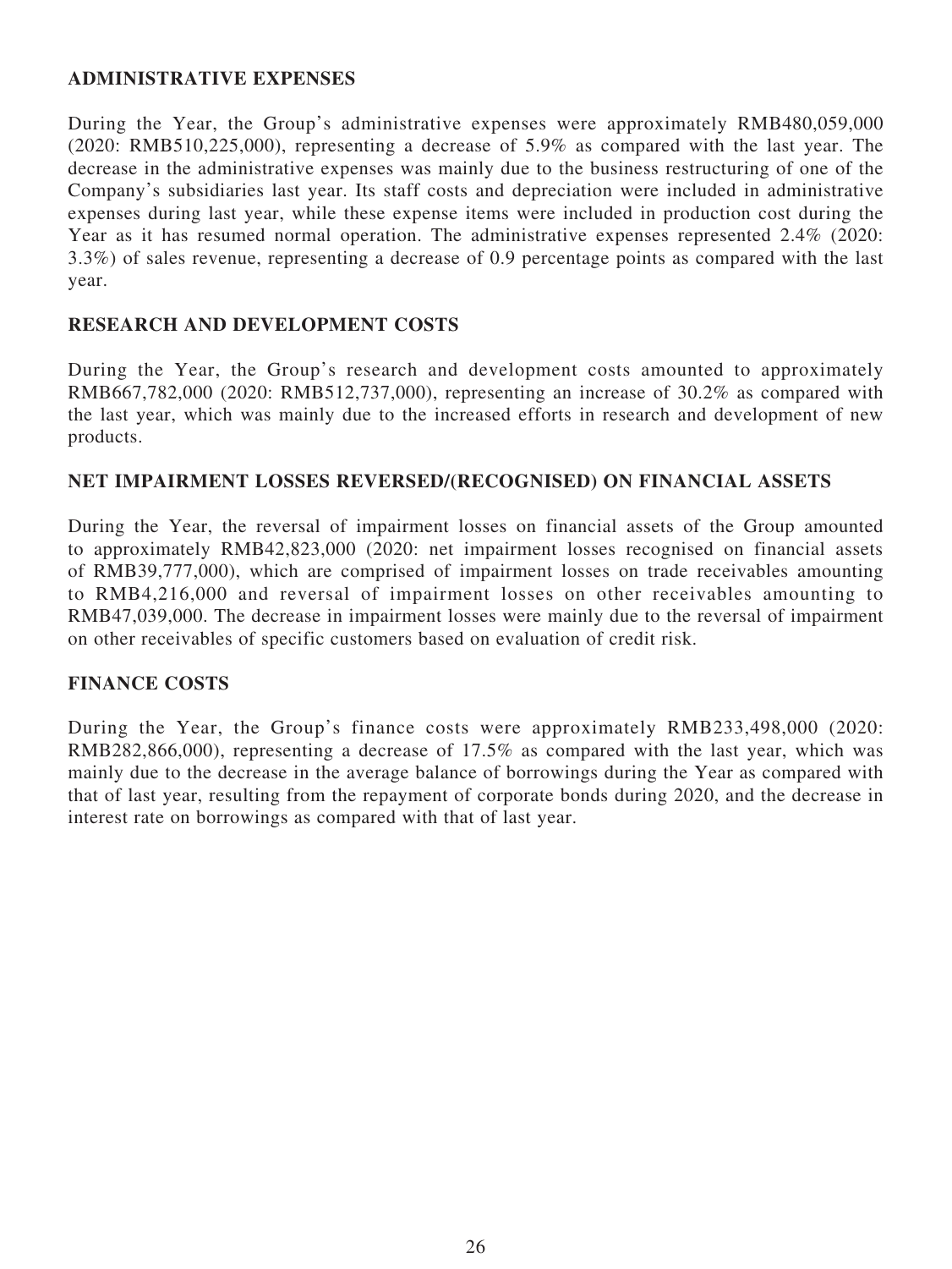## ADMINISTRATIVE EXPENSES

During the Year, the Group's administrative expenses were approximately RMB480,059,000 (2020: RMB510,225,000), representing a decrease of 5.9% as compared with the last year. The decrease in the administrative expenses was mainly due to the business restructuring of one of the Company's subsidiaries last year. Its staff costs and depreciation were included in administrative expenses during last year, while these expense items were included in production cost during the Year as it has resumed normal operation. The administrative expenses represented 2.4% (2020: 3.3%) of sales revenue, representing a decrease of 0.9 percentage points as compared with the last year.

## RESEARCH AND DEVELOPMENT COSTS

During the Year, the Group's research and development costs amounted to approximately RMB667,782,000 (2020: RMB512,737,000), representing an increase of 30.2% as compared with the last year, which was mainly due to the increased efforts in research and development of new products.

## NET IMPAIRMENT LOSSES REVERSED/(RECOGNISED) ON FINANCIAL ASSETS

During the Year, the reversal of impairment losses on financial assets of the Group amounted to approximately RMB42,823,000 (2020: net impairment losses recognised on financial assets of RMB39,777,000), which are comprised of impairment losses on trade receivables amounting to RMB4,216,000 and reversal of impairment losses on other receivables amounting to RMB47,039,000. The decrease in impairment losses were mainly due to the reversal of impairment on other receivables of specific customers based on evaluation of credit risk.

## FINANCE COSTS

During the Year, the Group's finance costs were approximately RMB233,498,000 (2020: RMB282,866,000), representing a decrease of 17.5% as compared with the last year, which was mainly due to the decrease in the average balance of borrowings during the Year as compared with that of last year, resulting from the repayment of corporate bonds during 2020, and the decrease in interest rate on borrowings as compared with that of last year.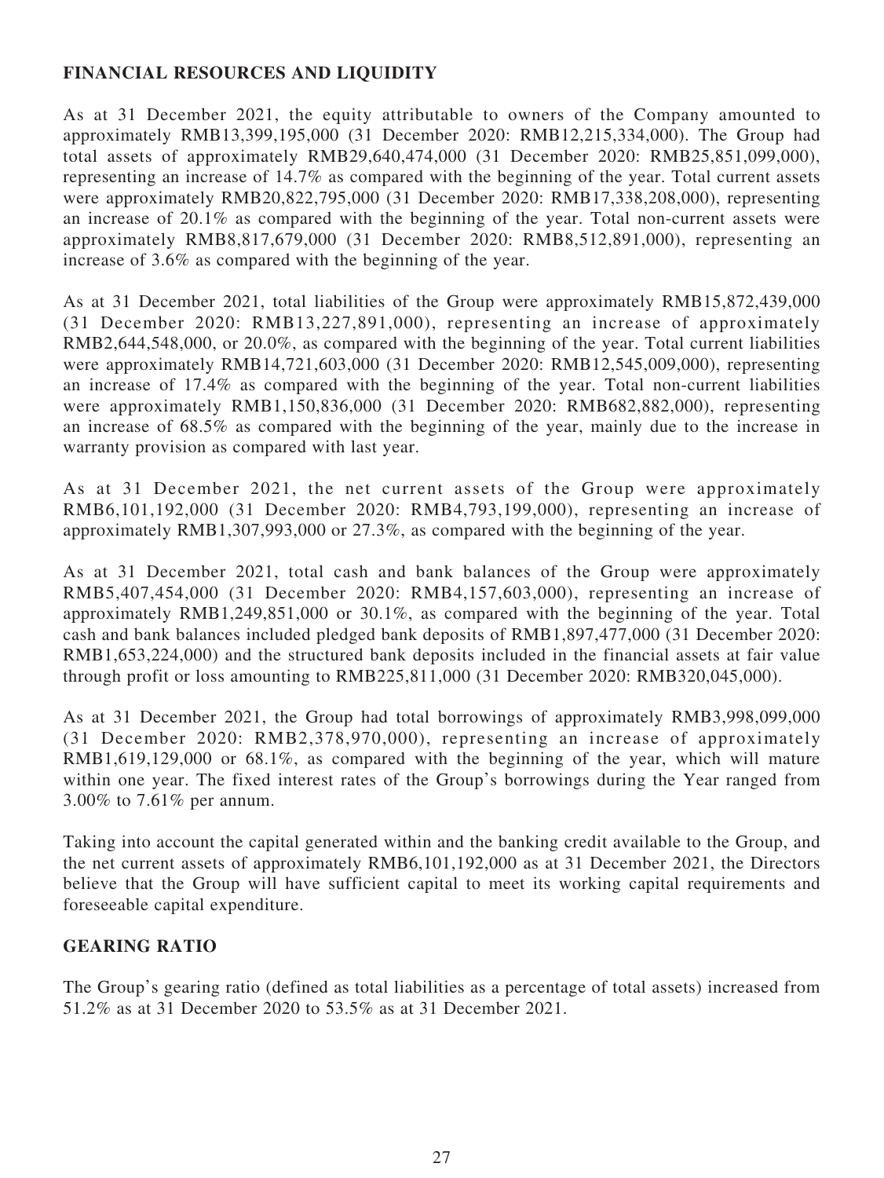## FINANCIAL RESOURCES AND LIQUIDITY

As at 31 December 2021, the equity attributable to owners of the Company amounted to approximately RMB13,399,195,000 (31 December 2020: RMB12,215,334,000). The Group had total assets of approximately RMB29,640,474,000 (31 December 2020: RMB25,851,099,000), representing an increase of 14.7% as compared with the beginning of the year. Total current assets were approximately RMB20,822,795,000 (31 December 2020: RMB17,338,208,000), representing an increase of 20.1% as compared with the beginning of the year. Total non-current assets were approximately RMB8,817,679,000 (31 December 2020: RMB8,512,891,000), representing an increase of 3.6% as compared with the beginning of the year.

As at 31 December 2021, total liabilities of the Group were approximately RMB15,872,439,000 (31 December 2020: RMB13,227,891,000), representing an increase of approximately RMB2,644,548,000, or 20.0%, as compared with the beginning of the year. Total current liabilities were approximately RMB14,721,603,000 (31 December 2020: RMB12,545,009,000), representing an increase of 17.4% as compared with the beginning of the year. Total non-current liabilities were approximately RMB1,150,836,000 (31 December 2020: RMB682,882,000), representing an increase of 68.5% as compared with the beginning of the year, mainly due to the increase in warranty provision as compared with last year.

As at 31 December 2021, the net current assets of the Group were approximately RMB6,101,192,000 (31 December 2020: RMB4,793,199,000), representing an increase of approximately RMB1,307,993,000 or 27.3%, as compared with the beginning of the year.

As at 31 December 2021, total cash and bank balances of the Group were approximately RMB5,407,454,000 (31 December 2020: RMB4,157,603,000), representing an increase of approximately RMB1,249,851,000 or 30.1%, as compared with the beginning of the year. Total cash and bank balances included pledged bank deposits of RMB1,897,477,000 (31 December 2020: RMB1,653,224,000) and the structured bank deposits included in the financial assets at fair value through profit or loss amounting to RMB225,811,000 (31 December 2020: RMB320,045,000).

As at 31 December 2021, the Group had total borrowings of approximately RMB3,998,099,000 (31 December 2020: RMB2,378,970,000), representing an increase of approximately RMB1,619,129,000 or 68.1%, as compared with the beginning of the year, which will mature within one year. The fixed interest rates of the Group's borrowings during the Year ranged from 3.00% to 7.61% per annum.

Taking into account the capital generated within and the banking credit available to the Group, and the net current assets of approximately RMB6,101,192,000 as at 31 December 2021, the Directors believe that the Group will have sufficient capital to meet its working capital requirements and foreseeable capital expenditure.

## GEARING RATIO

The Group's gearing ratio (defined as total liabilities as a percentage of total assets) increased from 51.2% as at 31 December 2020 to 53.5% as at 31 December 2021.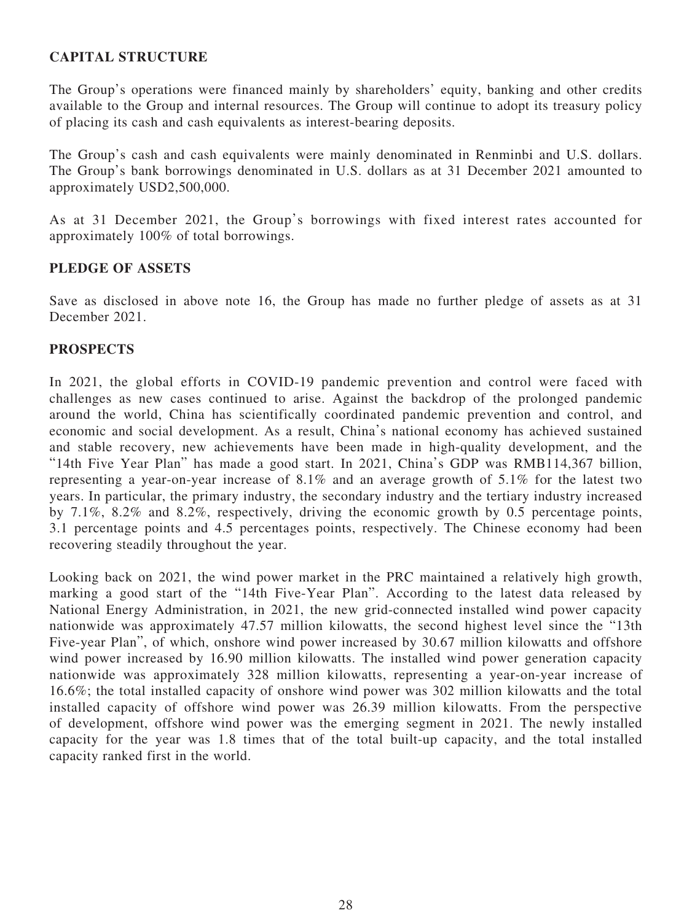## CAPITAL STRUCTURE

The Group's operations were financed mainly by shareholders' equity, banking and other credits available to the Group and internal resources. The Group will continue to adopt its treasury policy of placing its cash and cash equivalents as interest-bearing deposits.

The Group's cash and cash equivalents were mainly denominated in Renminbi and U.S. dollars. The Group's bank borrowings denominated in U.S. dollars as at 31 December 2021 amounted to approximately USD2,500,000.

As at 31 December 2021, the Group's borrowings with fixed interest rates accounted for approximately 100% of total borrowings.

## PLEDGE OF ASSETS

Save as disclosed in above note 16, the Group has made no further pledge of assets as at 31 December 2021.

## PROSPECTS

In 2021, the global efforts in COVID-19 pandemic prevention and control were faced with challenges as new cases continued to arise. Against the backdrop of the prolonged pandemic around the world, China has scientifically coordinated pandemic prevention and control, and economic and social development. As a result, China's national economy has achieved sustained and stable recovery, new achievements have been made in high-quality development, and the "14th Five Year Plan" has made a good start. In 2021, China's GDP was RMB114,367 billion, representing a year-on-year increase of 8.1% and an average growth of 5.1% for the latest two years. In particular, the primary industry, the secondary industry and the tertiary industry increased by 7.1%, 8.2% and 8.2%, respectively, driving the economic growth by 0.5 percentage points, 3.1 percentage points and 4.5 percentages points, respectively. The Chinese economy had been recovering steadily throughout the year.

Looking back on 2021, the wind power market in the PRC maintained a relatively high growth, marking a good start of the "14th Five-Year Plan". According to the latest data released by National Energy Administration, in 2021, the new grid-connected installed wind power capacity nationwide was approximately 47.57 million kilowatts, the second highest level since the "13th Five-year Plan", of which, onshore wind power increased by 30.67 million kilowatts and offshore wind power increased by 16.90 million kilowatts. The installed wind power generation capacity nationwide was approximately 328 million kilowatts, representing a year-on-year increase of 16.6%; the total installed capacity of onshore wind power was 302 million kilowatts and the total installed capacity of offshore wind power was 26.39 million kilowatts. From the perspective of development, offshore wind power was the emerging segment in 2021. The newly installed capacity for the year was 1.8 times that of the total built-up capacity, and the total installed capacity ranked first in the world.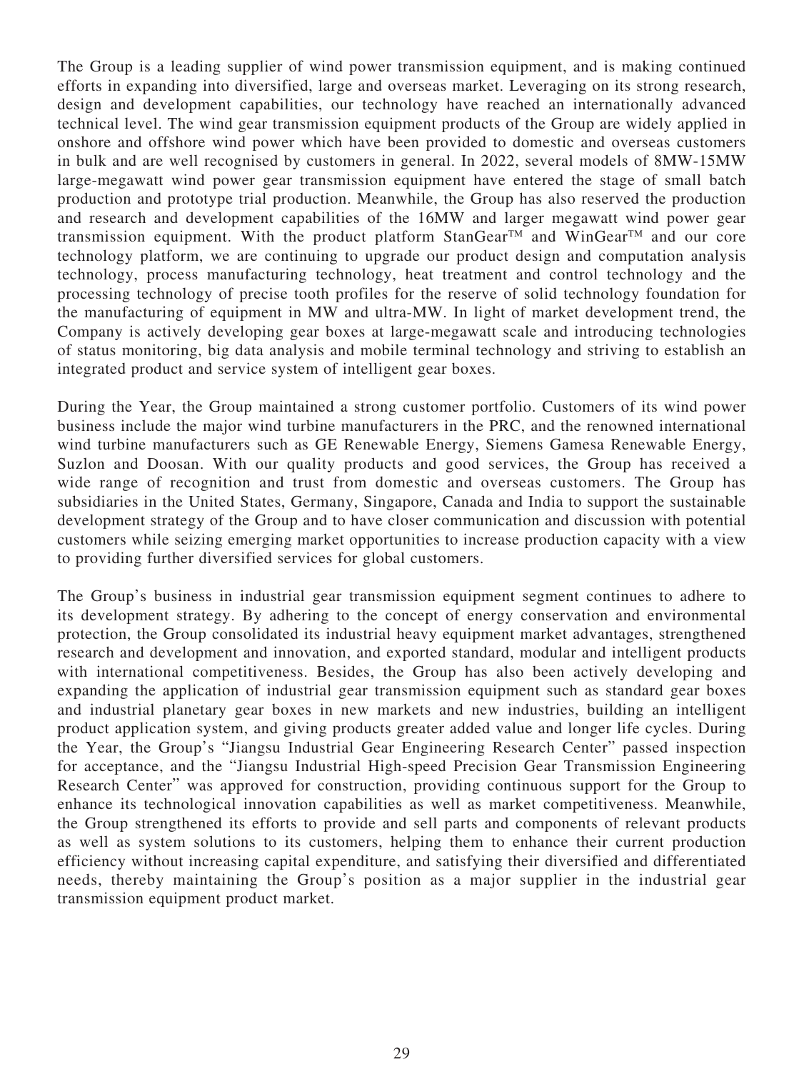The Group is a leading supplier of wind power transmission equipment, and is making continued efforts in expanding into diversified, large and overseas market. Leveraging on its strong research, design and development capabilities, our technology have reached an internationally advanced technical level. The wind gear transmission equipment products of the Group are widely applied in onshore and offshore wind power which have been provided to domestic and overseas customers in bulk and are well recognised by customers in general. In 2022, several models of 8MW-15MW large-megawatt wind power gear transmission equipment have entered the stage of small batch production and prototype trial production. Meanwhile, the Group has also reserved the production and research and development capabilities of the 16MW and larger megawatt wind power gear transmission equipment. With the product platform StanGear™ and WinGear™ and our core technology platform, we are continuing to upgrade our product design and computation analysis technology, process manufacturing technology, heat treatment and control technology and the processing technology of precise tooth profiles for the reserve of solid technology foundation for the manufacturing of equipment in MW and ultra-MW. In light of market development trend, the Company is actively developing gear boxes at large-megawatt scale and introducing technologies of status monitoring, big data analysis and mobile terminal technology and striving to establish an integrated product and service system of intelligent gear boxes.

During the Year, the Group maintained a strong customer portfolio. Customers of its wind power business include the major wind turbine manufacturers in the PRC, and the renowned international wind turbine manufacturers such as GE Renewable Energy, Siemens Gamesa Renewable Energy, Suzlon and Doosan. With our quality products and good services, the Group has received a wide range of recognition and trust from domestic and overseas customers. The Group has subsidiaries in the United States, Germany, Singapore, Canada and India to support the sustainable development strategy of the Group and to have closer communication and discussion with potential customers while seizing emerging market opportunities to increase production capacity with a view to providing further diversified services for global customers.

The Group's business in industrial gear transmission equipment segment continues to adhere to its development strategy. By adhering to the concept of energy conservation and environmental protection, the Group consolidated its industrial heavy equipment market advantages, strengthened research and development and innovation, and exported standard, modular and intelligent products with international competitiveness. Besides, the Group has also been actively developing and expanding the application of industrial gear transmission equipment such as standard gear boxes and industrial planetary gear boxes in new markets and new industries, building an intelligent product application system, and giving products greater added value and longer life cycles. During the Year, the Group's "Jiangsu Industrial Gear Engineering Research Center" passed inspection for acceptance, and the "Jiangsu Industrial High-speed Precision Gear Transmission Engineering Research Center" was approved for construction, providing continuous support for the Group to enhance its technological innovation capabilities as well as market competitiveness. Meanwhile, the Group strengthened its efforts to provide and sell parts and components of relevant products as well as system solutions to its customers, helping them to enhance their current production efficiency without increasing capital expenditure, and satisfying their diversified and differentiated needs, thereby maintaining the Group's position as a major supplier in the industrial gear transmission equipment product market.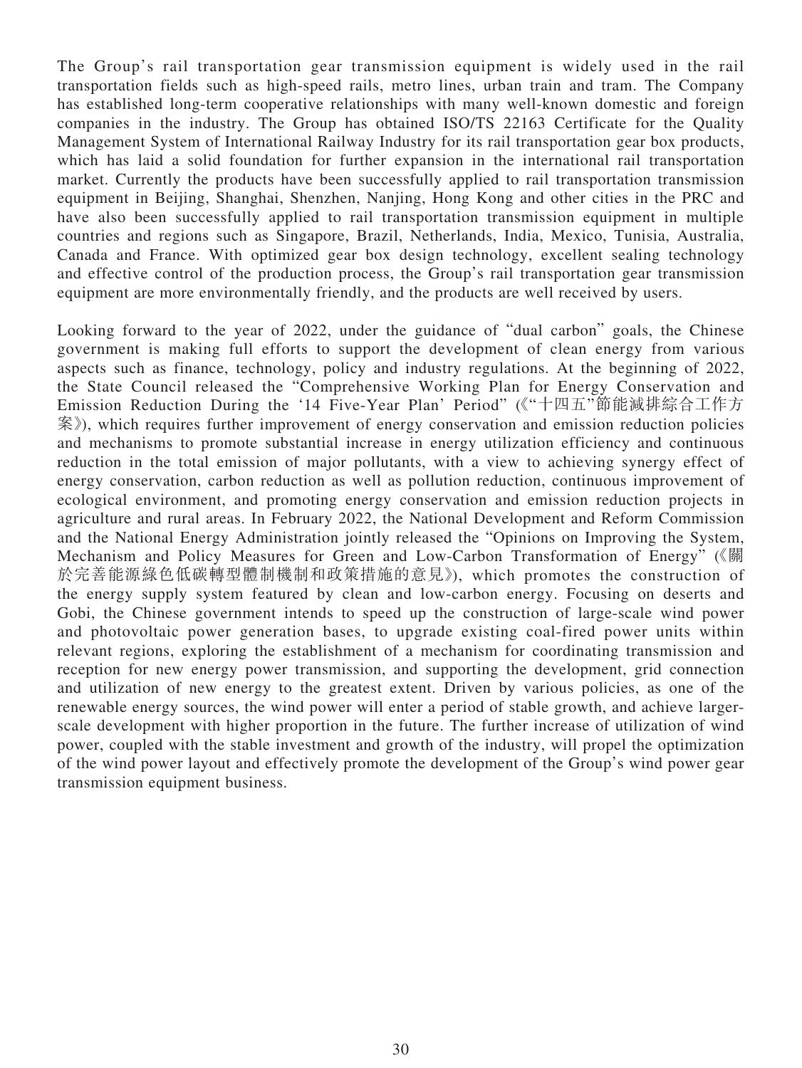The Group's rail transportation gear transmission equipment is widely used in the rail transportation fields such as high-speed rails, metro lines, urban train and tram. The Company has established long-term cooperative relationships with many well-known domestic and foreign companies in the industry. The Group has obtained ISO/TS 22163 Certificate for the Quality Management System of International Railway Industry for its rail transportation gear box products, which has laid a solid foundation for further expansion in the international rail transportation market. Currently the products have been successfully applied to rail transportation transmission equipment in Beijing, Shanghai, Shenzhen, Nanjing, Hong Kong and other cities in the PRC and have also been successfully applied to rail transportation transmission equipment in multiple countries and regions such as Singapore, Brazil, Netherlands, India, Mexico, Tunisia, Australia, Canada and France. With optimized gear box design technology, excellent sealing technology and effective control of the production process, the Group's rail transportation gear transmission equipment are more environmentally friendly, and the products are well received by users.

Looking forward to the year of 2022, under the guidance of "dual carbon" goals, the Chinese government is making full efforts to support the development of clean energy from various aspects such as finance, technology, policy and industry regulations. At the beginning of 2022, the State Council released the "Comprehensive Working Plan for Energy Conservation and Emission Reduction During the '14 Five-Year Plan' Period" (《"十四五"節能減排綜合工作方案》), which requires further improvement of energy conservation and emission reduction policies and mechanisms to promote substantial increase in energy utilization efficiency and continuous reduction in the total emission of major pollutants, with a view to achieving synergy effect of energy conservation, carbon reduction as well as pollution reduction, continuous improvement of ecological environment, and promoting energy conservation and emission reduction projects in agriculture and rural areas. In February 2022, the National Development and Reform Commission and the National Energy Administration jointly released the "Opinions on Improving the System, Mechanism and Policy Measures for Green and Low-Carbon Transformation of Energy" (《關於完善能源綠色低碳轉型體制機制和政策措施的意見》), which promotes the construction of the energy supply system featured by clean and low-carbon energy. Focusing on deserts and Gobi, the Chinese government intends to speed up the construction of large-scale wind power and photovoltaic power generation bases, to upgrade existing coal-fired power units within relevant regions, exploring the establishment of a mechanism for coordinating transmission and reception for new energy power transmission, and supporting the development, grid connection and utilization of new energy to the greatest extent. Driven by various policies, as one of the renewable energy sources, the wind power will enter a period of stable growth, and achieve larger-scale development with higher proportion in the future. The further increase of utilization of wind power, coupled with the stable investment and growth of the industry, will propel the optimization of the wind power layout and effectively promote the development of the Group's wind power gear transmission equipment business.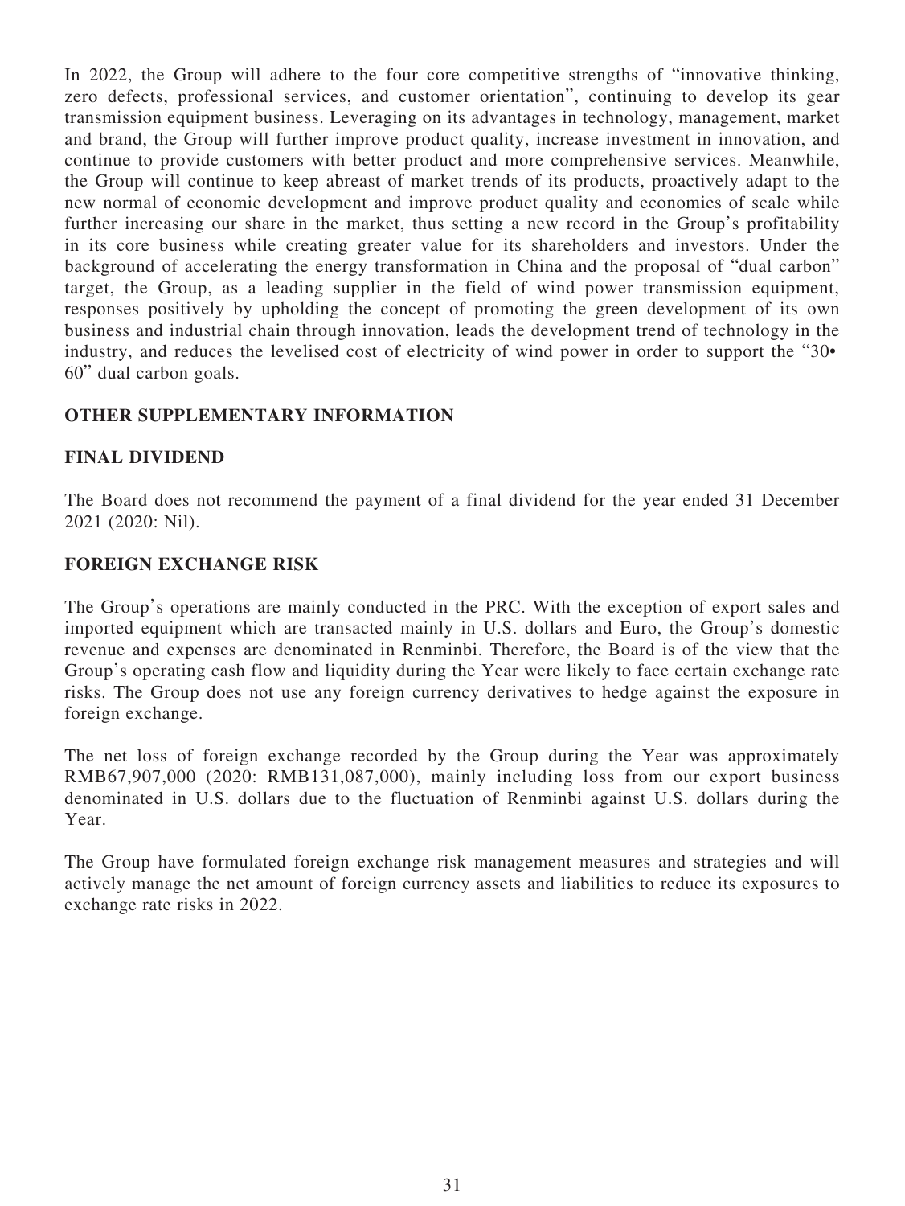In 2022, the Group will adhere to the four core competitive strengths of "innovative thinking, zero defects, professional services, and customer orientation", continuing to develop its gear transmission equipment business. Leveraging on its advantages in technology, management, market and brand, the Group will further improve product quality, increase investment in innovation, and continue to provide customers with better product and more comprehensive services. Meanwhile, the Group will continue to keep abreast of market trends of its products, proactively adapt to the new normal of economic development and improve product quality and economies of scale while further increasing our share in the market, thus setting a new record in the Group's profitability in its core business while creating greater value for its shareholders and investors. Under the background of accelerating the energy transformation in China and the proposal of "dual carbon" target, the Group, as a leading supplier in the field of wind power transmission equipment, responses positively by upholding the concept of promoting the green development of its own business and industrial chain through innovation, leads the development trend of technology in the industry, and reduces the levelised cost of electricity of wind power in order to support the "30•60" dual carbon goals.

## OTHER SUPPLEMENTARY INFORMATION

## FINAL DIVIDEND

The Board does not recommend the payment of a final dividend for the year ended 31 December 2021 (2020: Nil).

## FOREIGN EXCHANGE RISK

The Group's operations are mainly conducted in the PRC. With the exception of export sales and imported equipment which are transacted mainly in U.S. dollars and Euro, the Group's domestic revenue and expenses are denominated in Renminbi. Therefore, the Board is of the view that the Group's operating cash flow and liquidity during the Year were likely to face certain exchange rate risks. The Group does not use any foreign currency derivatives to hedge against the exposure in foreign exchange.

The net loss of foreign exchange recorded by the Group during the Year was approximately RMB67,907,000 (2020: RMB131,087,000), mainly including loss from our export business denominated in U.S. dollars due to the fluctuation of Renminbi against U.S. dollars during the Year.

The Group have formulated foreign exchange risk management measures and strategies and will actively manage the net amount of foreign currency assets and liabilities to reduce its exposures to exchange rate risks in 2022.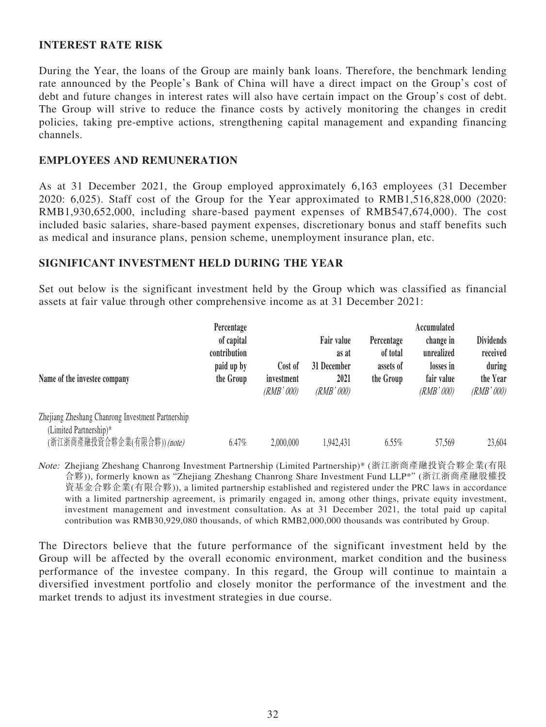## INTEREST RATE RISK

During the Year, the loans of the Group are mainly bank loans. Therefore, the benchmark lending rate announced by the People's Bank of China will have a direct impact on the Group's cost of debt and future changes in interest rates will also have certain impact on the Group's cost of debt. The Group will strive to reduce the finance costs by actively monitoring the changes in credit policies, taking pre-emptive actions, strengthening capital management and expanding financing channels.

## EMPLOYEES AND REMUNERATION

As at 31 December 2021, the Group employed approximately 6,163 employees (31 December 2020: 6,025). Staff cost of the Group for the Year approximated to RMB1,516,828,000 (2020: RMB1,930,652,000, including share-based payment expenses of RMB547,674,000). The cost included basic salaries, share-based payment expenses, discretionary bonus and staff benefits such as medical and insurance plans, pension scheme, unemployment insurance plan, etc.

## SIGNIFICANT INVESTMENT HELD DURING THE YEAR

Set out below is the significant investment held by the Group which was classified as financial assets at fair value through other comprehensive income as at 31 December 2021:

| Name of the investee company | Percentage of capital contribution paid up by the Group | Cost of investment *(RMB' 000)* | Fair value as at 31 December 2021 *(RMB' 000)* | Percentage of total assets of the Group | Accumulated change in unrealized losses in fair value *(RMB' 000)* | Dividends received during the Year *(RMB' 000)* |
|---|---|---|---|---|---|---|
| Zhejiang Zheshang Chanrong Investment Partnership (Limited Partnership)* (浙江浙商產融投資合夥企業(有限合夥)) *(note)* | 6.47% | 2,000,000 | 1,942,431 | 6.55% | 57,569 | 23,604 |

*Note:* Zhejiang Zheshang Chanrong Investment Partnership (Limited Partnership)* (浙江浙商產融投資合夥企業(有限合夥)), formerly known as "Zhejiang Zheshang Chanrong Share Investment Fund LLP*" (浙江浙商產融股權投資基金合夥企業(有限合夥)), a limited partnership established and registered under the PRC laws in accordance with a limited partnership agreement, is primarily engaged in, among other things, private equity investment, investment management and investment consultation. As at 31 December 2021, the total paid up capital contribution was RMB30,929,080 thousands, of which RMB2,000,000 thousands was contributed by Group.

The Directors believe that the future performance of the significant investment held by the Group will be affected by the overall economic environment, market condition and the business performance of the investee company. In this regard, the Group will continue to maintain a diversified investment portfolio and closely monitor the performance of the investment and the market trends to adjust its investment strategies in due course.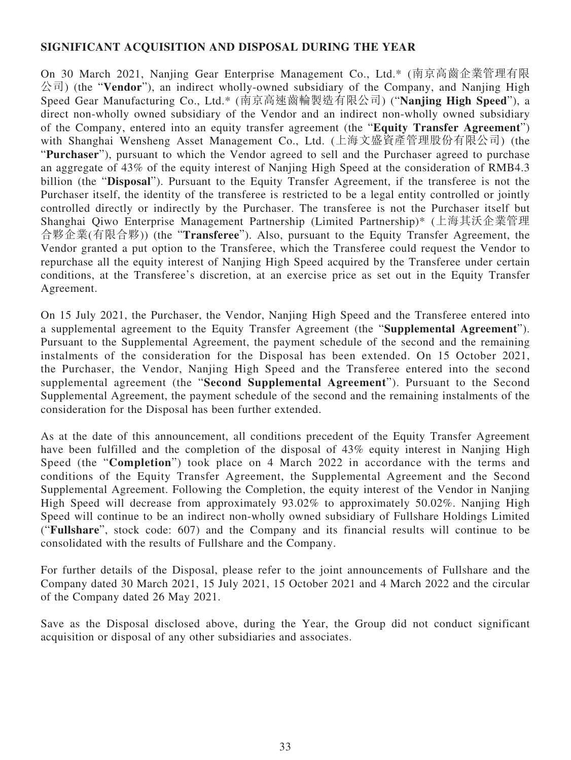## SIGNIFICANT ACQUISITION AND DISPOSAL DURING THE YEAR

On 30 March 2021, Nanjing Gear Enterprise Management Co., Ltd.* (南京高齒企業管理有限公司) (the "**Vendor**"), an indirect wholly-owned subsidiary of the Company, and Nanjing High Speed Gear Manufacturing Co., Ltd.* (南京高速齒輪製造有限公司) ("**Nanjing High Speed**"), a direct non-wholly owned subsidiary of the Vendor and an indirect non-wholly owned subsidiary of the Company, entered into an equity transfer agreement (the "**Equity Transfer Agreement**") with Shanghai Wensheng Asset Management Co., Ltd. (上海文盛資產管理股份有限公司) (the "**Purchaser**"), pursuant to which the Vendor agreed to sell and the Purchaser agreed to purchase an aggregate of 43% of the equity interest of Nanjing High Speed at the consideration of RMB4.3 billion (the "**Disposal**"). Pursuant to the Equity Transfer Agreement, if the transferee is not the Purchaser itself, the identity of the transferee is restricted to be a legal entity controlled or jointly controlled directly or indirectly by the Purchaser. The transferee is not the Purchaser itself but Shanghai Qiwo Enterprise Management Partnership (Limited Partnership)* (上海其沃企業管理合夥企業(有限合夥)) (the "**Transferee**"). Also, pursuant to the Equity Transfer Agreement, the Vendor granted a put option to the Transferee, which the Transferee could request the Vendor to repurchase all the equity interest of Nanjing High Speed acquired by the Transferee under certain conditions, at the Transferee's discretion, at an exercise price as set out in the Equity Transfer Agreement.

On 15 July 2021, the Purchaser, the Vendor, Nanjing High Speed and the Transferee entered into a supplemental agreement to the Equity Transfer Agreement (the "**Supplemental Agreement**"). Pursuant to the Supplemental Agreement, the payment schedule of the second and the remaining instalments of the consideration for the Disposal has been extended. On 15 October 2021, the Purchaser, the Vendor, Nanjing High Speed and the Transferee entered into the second supplemental agreement (the "**Second Supplemental Agreement**"). Pursuant to the Second Supplemental Agreement, the payment schedule of the second and the remaining instalments of the consideration for the Disposal has been further extended.

As at the date of this announcement, all conditions precedent of the Equity Transfer Agreement have been fulfilled and the completion of the disposal of 43% equity interest in Nanjing High Speed (the "**Completion**") took place on 4 March 2022 in accordance with the terms and conditions of the Equity Transfer Agreement, the Supplemental Agreement and the Second Supplemental Agreement. Following the Completion, the equity interest of the Vendor in Nanjing High Speed will decrease from approximately 93.02% to approximately 50.02%. Nanjing High Speed will continue to be an indirect non-wholly owned subsidiary of Fullshare Holdings Limited ("**Fullshare**", stock code: 607) and the Company and its financial results will continue to be consolidated with the results of Fullshare and the Company.

For further details of the Disposal, please refer to the joint announcements of Fullshare and the Company dated 30 March 2021, 15 July 2021, 15 October 2021 and 4 March 2022 and the circular of the Company dated 26 May 2021.

Save as the Disposal disclosed above, during the Year, the Group did not conduct significant acquisition or disposal of any other subsidiaries and associates.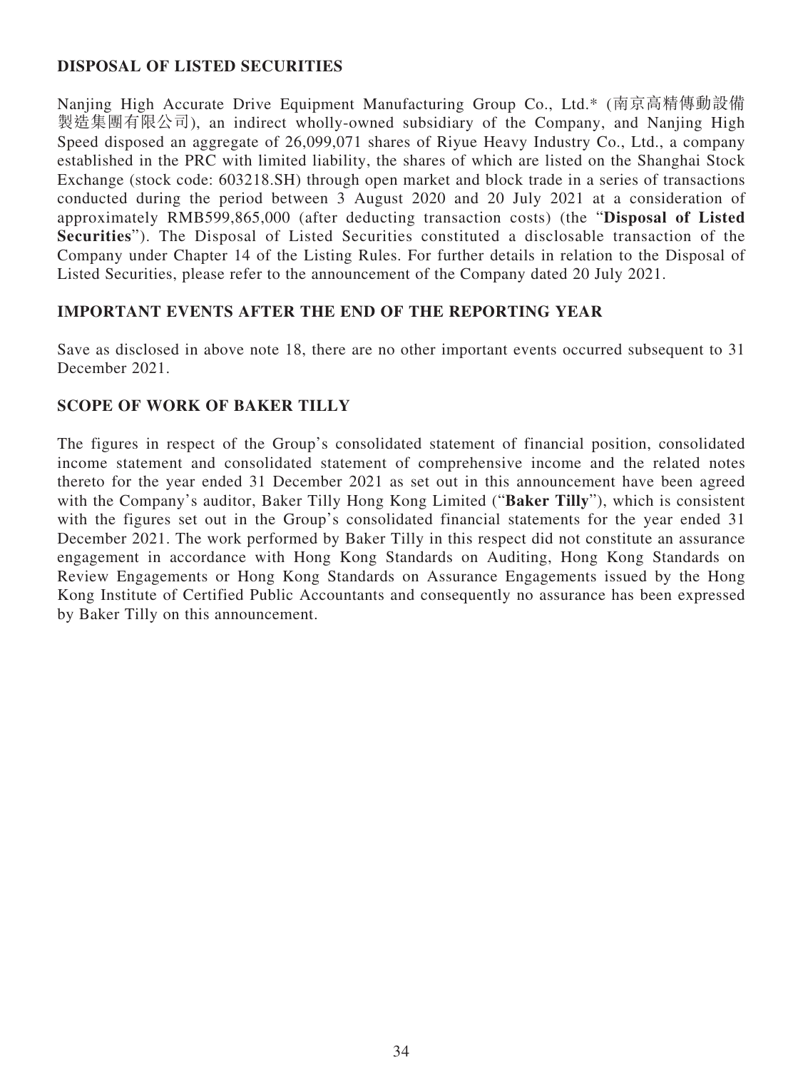## DISPOSAL OF LISTED SECURITIES

Nanjing High Accurate Drive Equipment Manufacturing Group Co., Ltd.* (南京高精傳動設備製造集團有限公司), an indirect wholly-owned subsidiary of the Company, and Nanjing High Speed disposed an aggregate of 26,099,071 shares of Riyue Heavy Industry Co., Ltd., a company established in the PRC with limited liability, the shares of which are listed on the Shanghai Stock Exchange (stock code: 603218.SH) through open market and block trade in a series of transactions conducted during the period between 3 August 2020 and 20 July 2021 at a consideration of approximately RMB599,865,000 (after deducting transaction costs) (the "**Disposal of Listed Securities**"). The Disposal of Listed Securities constituted a disclosable transaction of the Company under Chapter 14 of the Listing Rules. For further details in relation to the Disposal of Listed Securities, please refer to the announcement of the Company dated 20 July 2021.

## IMPORTANT EVENTS AFTER THE END OF THE REPORTING YEAR

Save as disclosed in above note 18, there are no other important events occurred subsequent to 31 December 2021.

## SCOPE OF WORK OF BAKER TILLY

The figures in respect of the Group's consolidated statement of financial position, consolidated income statement and consolidated statement of comprehensive income and the related notes thereto for the year ended 31 December 2021 as set out in this announcement have been agreed with the Company's auditor, Baker Tilly Hong Kong Limited ("**Baker Tilly**"), which is consistent with the figures set out in the Group's consolidated financial statements for the year ended 31 December 2021. The work performed by Baker Tilly in this respect did not constitute an assurance engagement in accordance with Hong Kong Standards on Auditing, Hong Kong Standards on Review Engagements or Hong Kong Standards on Assurance Engagements issued by the Hong Kong Institute of Certified Public Accountants and consequently no assurance has been expressed by Baker Tilly on this announcement.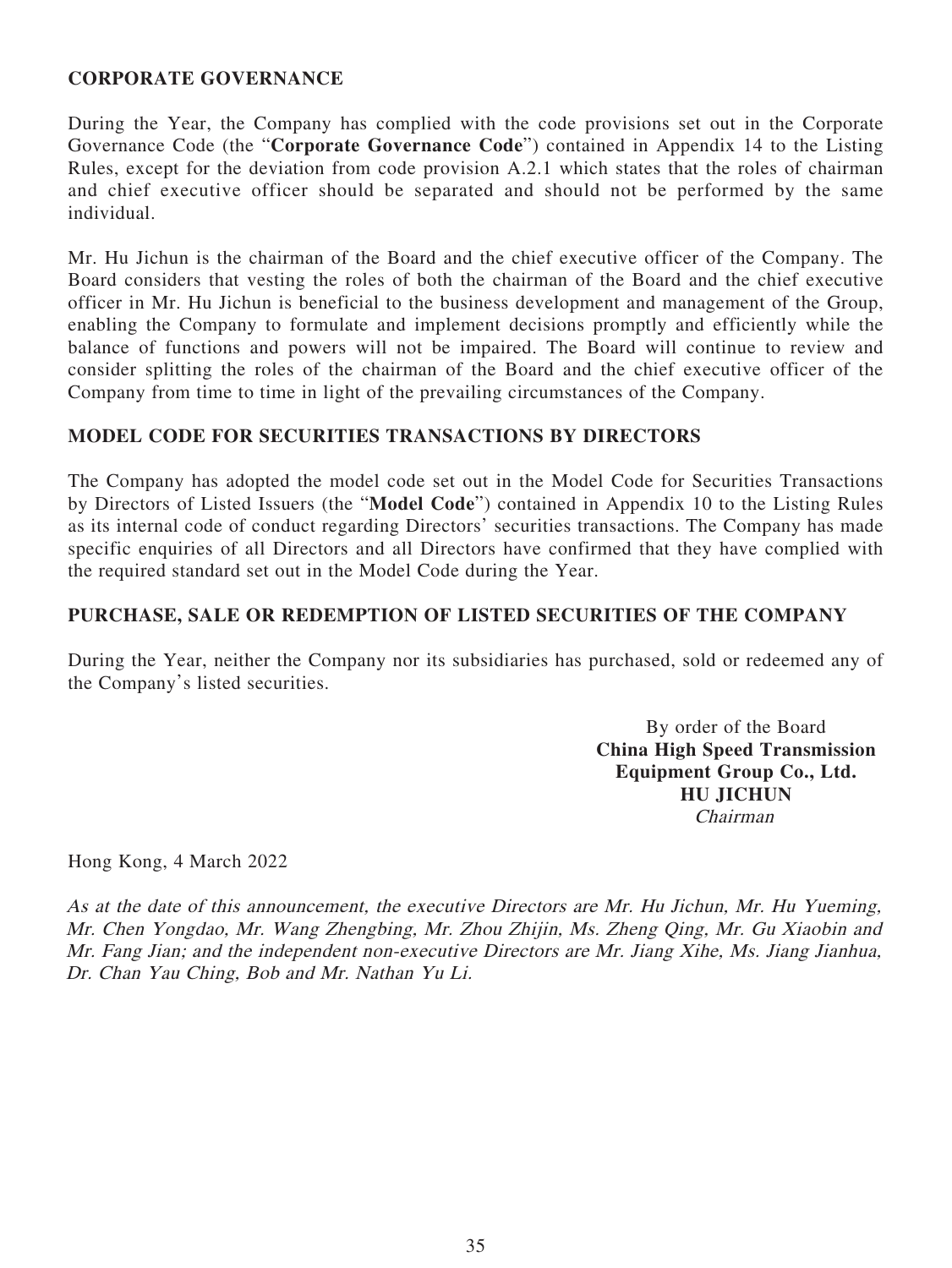## CORPORATE GOVERNANCE

During the Year, the Company has complied with the code provisions set out in the Corporate Governance Code (the "**Corporate Governance Code**") contained in Appendix 14 to the Listing Rules, except for the deviation from code provision A.2.1 which states that the roles of chairman and chief executive officer should be separated and should not be performed by the same individual.

Mr. Hu Jichun is the chairman of the Board and the chief executive officer of the Company. The Board considers that vesting the roles of both the chairman of the Board and the chief executive officer in Mr. Hu Jichun is beneficial to the business development and management of the Group, enabling the Company to formulate and implement decisions promptly and efficiently while the balance of functions and powers will not be impaired. The Board will continue to review and consider splitting the roles of the chairman of the Board and the chief executive officer of the Company from time to time in light of the prevailing circumstances of the Company.

## MODEL CODE FOR SECURITIES TRANSACTIONS BY DIRECTORS

The Company has adopted the model code set out in the Model Code for Securities Transactions by Directors of Listed Issuers (the "**Model Code**") contained in Appendix 10 to the Listing Rules as its internal code of conduct regarding Directors' securities transactions. The Company has made specific enquiries of all Directors and all Directors have confirmed that they have complied with the required standard set out in the Model Code during the Year.

## PURCHASE, SALE OR REDEMPTION OF LISTED SECURITIES OF THE COMPANY

During the Year, neither the Company nor its subsidiaries has purchased, sold or redeemed any of the Company's listed securities.

By order of the Board
**China High Speed Transmission Equipment Group Co., Ltd.**
**HU JICHUN**
*Chairman*

Hong Kong, 4 March 2022

*As at the date of this announcement, the executive Directors are Mr. Hu Jichun, Mr. Hu Yueming, Mr. Chen Yongdao, Mr. Wang Zhengbing, Mr. Zhou Zhijin, Ms. Zheng Qing, Mr. Gu Xiaobin and Mr. Fang Jian; and the independent non-executive Directors are Mr. Jiang Xihe, Ms. Jiang Jianhua, Dr. Chan Yau Ching, Bob and Mr. Nathan Yu Li.*